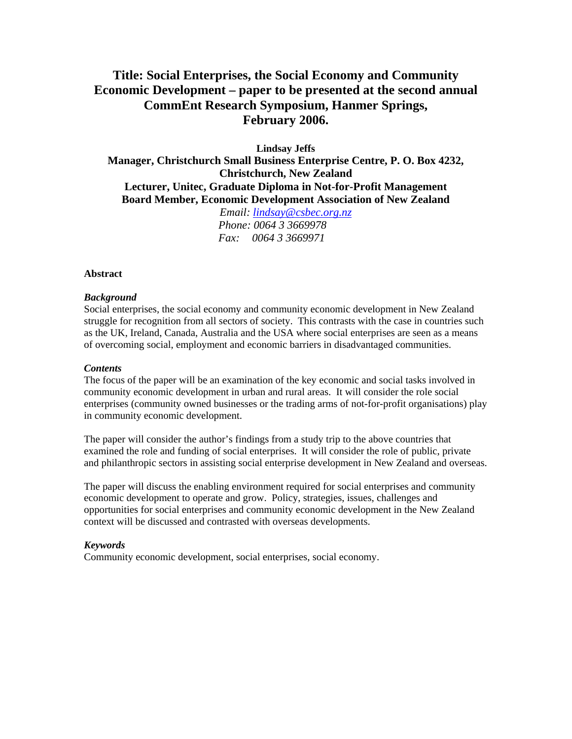# Title: Social Enterprises, the Social Economy and Community Economic Development – paper to be presented at the second annual CommEnt Research Symposium, Hanmer Springs, February 2006.

**Lindsay Jeffs**
**Manager, Christchurch Small Business Enterprise Centre, P. O. Box 4232, Christchurch, New Zealand**
**Lecturer, Unitec, Graduate Diploma in Not-for-Profit Management**
**Board Member, Economic Development Association of New Zealand**

*Email: lindsay@csbec.org.nz*
*Phone: 0064 3 3669978*
*Fax: 0064 3 3669971*

## Abstract

***Background***

Social enterprises, the social economy and community economic development in New Zealand struggle for recognition from all sectors of society. This contrasts with the case in countries such as the UK, Ireland, Canada, Australia and the USA where social enterprises are seen as a means of overcoming social, employment and economic barriers in disadvantaged communities.

***Contents***

The focus of the paper will be an examination of the key economic and social tasks involved in community economic development in urban and rural areas. It will consider the role social enterprises (community owned businesses or the trading arms of not-for-profit organisations) play in community economic development.

The paper will consider the author's findings from a study trip to the above countries that examined the role and funding of social enterprises. It will consider the role of public, private and philanthropic sectors in assisting social enterprise development in New Zealand and overseas.

The paper will discuss the enabling environment required for social enterprises and community economic development to operate and grow. Policy, strategies, issues, challenges and opportunities for social enterprises and community economic development in the New Zealand context will be discussed and contrasted with overseas developments.

***Keywords***

Community economic development, social enterprises, social economy.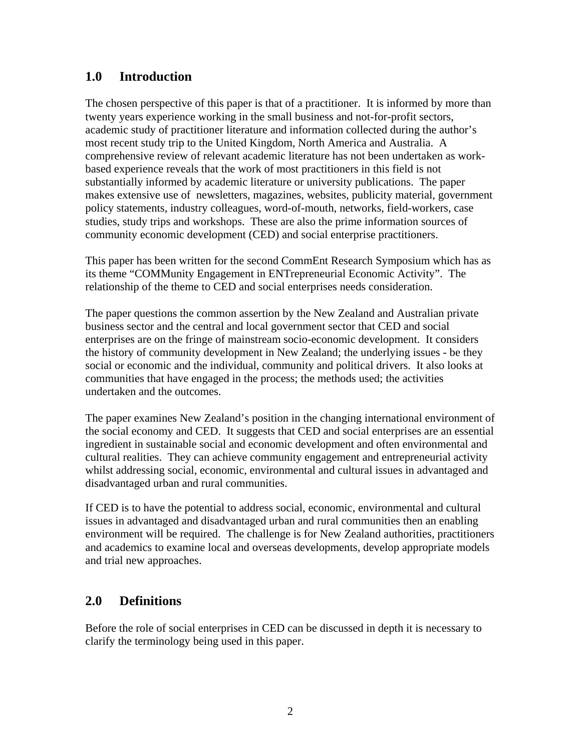## 1.0 Introduction

The chosen perspective of this paper is that of a practitioner. It is informed by more than twenty years experience working in the small business and not-for-profit sectors, academic study of practitioner literature and information collected during the author's most recent study trip to the United Kingdom, North America and Australia. A comprehensive review of relevant academic literature has not been undertaken as work-based experience reveals that the work of most practitioners in this field is not substantially informed by academic literature or university publications. The paper makes extensive use of newsletters, magazines, websites, publicity material, government policy statements, industry colleagues, word-of-mouth, networks, field-workers, case studies, study trips and workshops. These are also the prime information sources of community economic development (CED) and social enterprise practitioners.

This paper has been written for the second CommEnt Research Symposium which has as its theme "COMMunity Engagement in ENTrepreneurial Economic Activity". The relationship of the theme to CED and social enterprises needs consideration.

The paper questions the common assertion by the New Zealand and Australian private business sector and the central and local government sector that CED and social enterprises are on the fringe of mainstream socio-economic development. It considers the history of community development in New Zealand; the underlying issues - be they social or economic and the individual, community and political drivers. It also looks at communities that have engaged in the process; the methods used; the activities undertaken and the outcomes.

The paper examines New Zealand's position in the changing international environment of the social economy and CED. It suggests that CED and social enterprises are an essential ingredient in sustainable social and economic development and often environmental and cultural realities. They can achieve community engagement and entrepreneurial activity whilst addressing social, economic, environmental and cultural issues in advantaged and disadvantaged urban and rural communities.

If CED is to have the potential to address social, economic, environmental and cultural issues in advantaged and disadvantaged urban and rural communities then an enabling environment will be required. The challenge is for New Zealand authorities, practitioners and academics to examine local and overseas developments, develop appropriate models and trial new approaches.

## 2.0 Definitions

Before the role of social enterprises in CED can be discussed in depth it is necessary to clarify the terminology being used in this paper.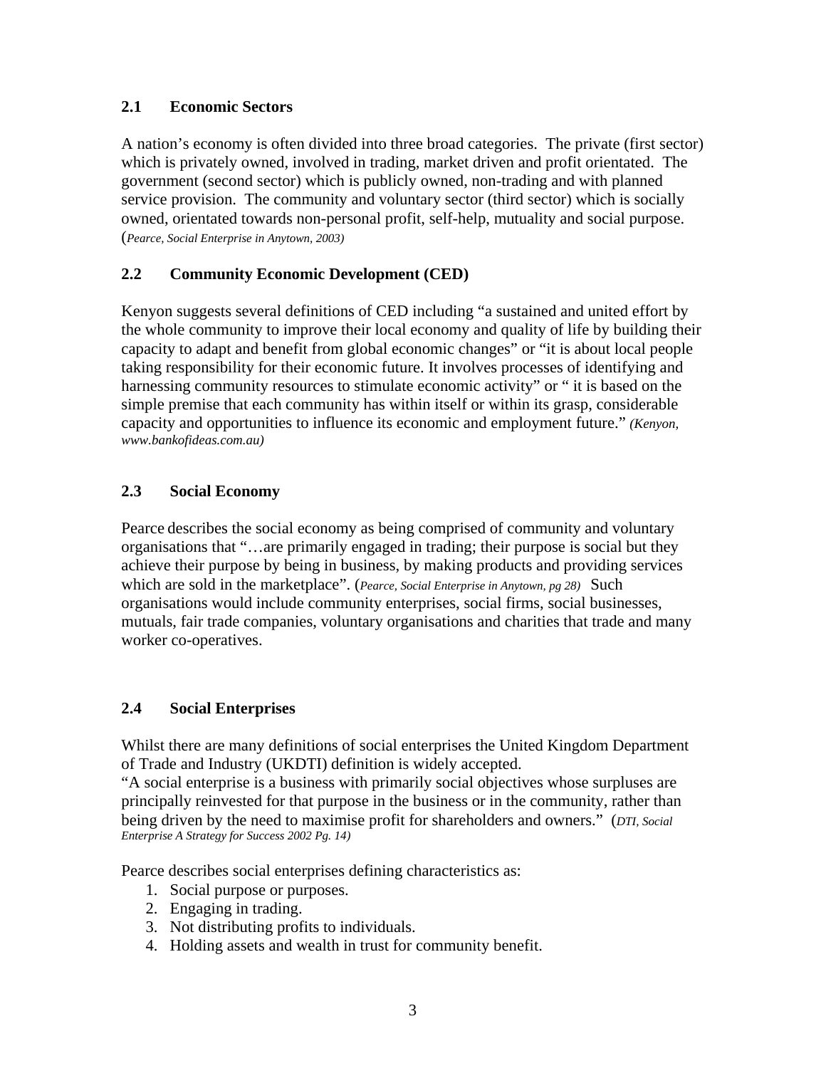## 2.1 Economic Sectors

A nation's economy is often divided into three broad categories. The private (first sector) which is privately owned, involved in trading, market driven and profit orientated. The government (second sector) which is publicly owned, non-trading and with planned service provision. The community and voluntary sector (third sector) which is socially owned, orientated towards non-personal profit, self-help, mutuality and social purpose. (*Pearce, Social Enterprise in Anytown, 2003)*

## 2.2 Community Economic Development (CED)

Kenyon suggests several definitions of CED including "a sustained and united effort by the whole community to improve their local economy and quality of life by building their capacity to adapt and benefit from global economic changes" or "it is about local people taking responsibility for their economic future. It involves processes of identifying and harnessing community resources to stimulate economic activity" or " it is based on the simple premise that each community has within itself or within its grasp, considerable capacity and opportunities to influence its economic and employment future." *(Kenyon, www.bankofideas.com.au)*

## 2.3 Social Economy

Pearce describes the social economy as being comprised of community and voluntary organisations that "…are primarily engaged in trading; their purpose is social but they achieve their purpose by being in business, by making products and providing services which are sold in the marketplace". (*Pearce, Social Enterprise in Anytown, pg 28)* Such organisations would include community enterprises, social firms, social businesses, mutuals, fair trade companies, voluntary organisations and charities that trade and many worker co-operatives.

## 2.4 Social Enterprises

Whilst there are many definitions of social enterprises the United Kingdom Department of Trade and Industry (UKDTI) definition is widely accepted.

"A social enterprise is a business with primarily social objectives whose surpluses are principally reinvested for that purpose in the business or in the community, rather than being driven by the need to maximise profit for shareholders and owners." (*DTI, Social Enterprise A Strategy for Success 2002 Pg. 14)*

Pearce describes social enterprises defining characteristics as:

1. Social purpose or purposes.
2. Engaging in trading.
3. Not distributing profits to individuals.
4. Holding assets and wealth in trust for community benefit.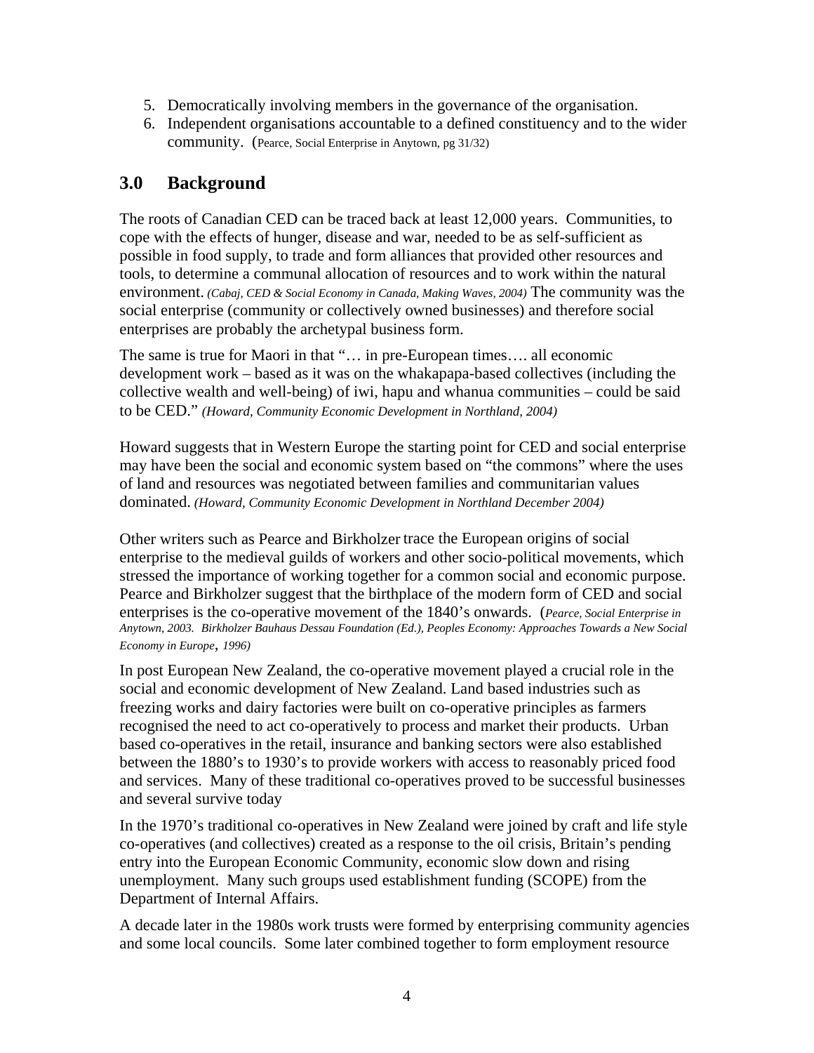5. Democratically involving members in the governance of the organisation.
6. Independent organisations accountable to a defined constituency and to the wider community. (Pearce, Social Enterprise in Anytown, pg 31/32)

## 3.0 Background

The roots of Canadian CED can be traced back at least 12,000 years. Communities, to cope with the effects of hunger, disease and war, needed to be as self-sufficient as possible in food supply, to trade and form alliances that provided other resources and tools, to determine a communal allocation of resources and to work within the natural environment. *(Cabaj, CED & Social Economy in Canada, Making Waves, 2004)* The community was the social enterprise (community or collectively owned businesses) and therefore social enterprises are probably the archetypal business form.

The same is true for Maori in that "… in pre-European times…. all economic development work – based as it was on the whakapapa-based collectives (including the collective wealth and well-being) of iwi, hapu and whanua communities – could be said to be CED." *(Howard, Community Economic Development in Northland, 2004)*

Howard suggests that in Western Europe the starting point for CED and social enterprise may have been the social and economic system based on "the commons" where the uses of land and resources was negotiated between families and communitarian values dominated. *(Howard, Community Economic Development in Northland December 2004)*

Other writers such as Pearce and Birkholzer trace the European origins of social enterprise to the medieval guilds of workers and other socio-political movements, which stressed the importance of working together for a common social and economic purpose. Pearce and Birkholzer suggest that the birthplace of the modern form of CED and social enterprises is the co-operative movement of the 1840's onwards. (*Pearce, Social Enterprise in Anytown, 2003. Birkholzer Bauhaus Dessau Foundation (Ed.), Peoples Economy: Approaches Towards a New Social Economy in Europe, 1996)*

In post European New Zealand, the co-operative movement played a crucial role in the social and economic development of New Zealand. Land based industries such as freezing works and dairy factories were built on co-operative principles as farmers recognised the need to act co-operatively to process and market their products. Urban based co-operatives in the retail, insurance and banking sectors were also established between the 1880's to 1930's to provide workers with access to reasonably priced food and services. Many of these traditional co-operatives proved to be successful businesses and several survive today

In the 1970's traditional co-operatives in New Zealand were joined by craft and life style co-operatives (and collectives) created as a response to the oil crisis, Britain's pending entry into the European Economic Community, economic slow down and rising unemployment. Many such groups used establishment funding (SCOPE) from the Department of Internal Affairs.

A decade later in the 1980s work trusts were formed by enterprising community agencies and some local councils. Some later combined together to form employment resource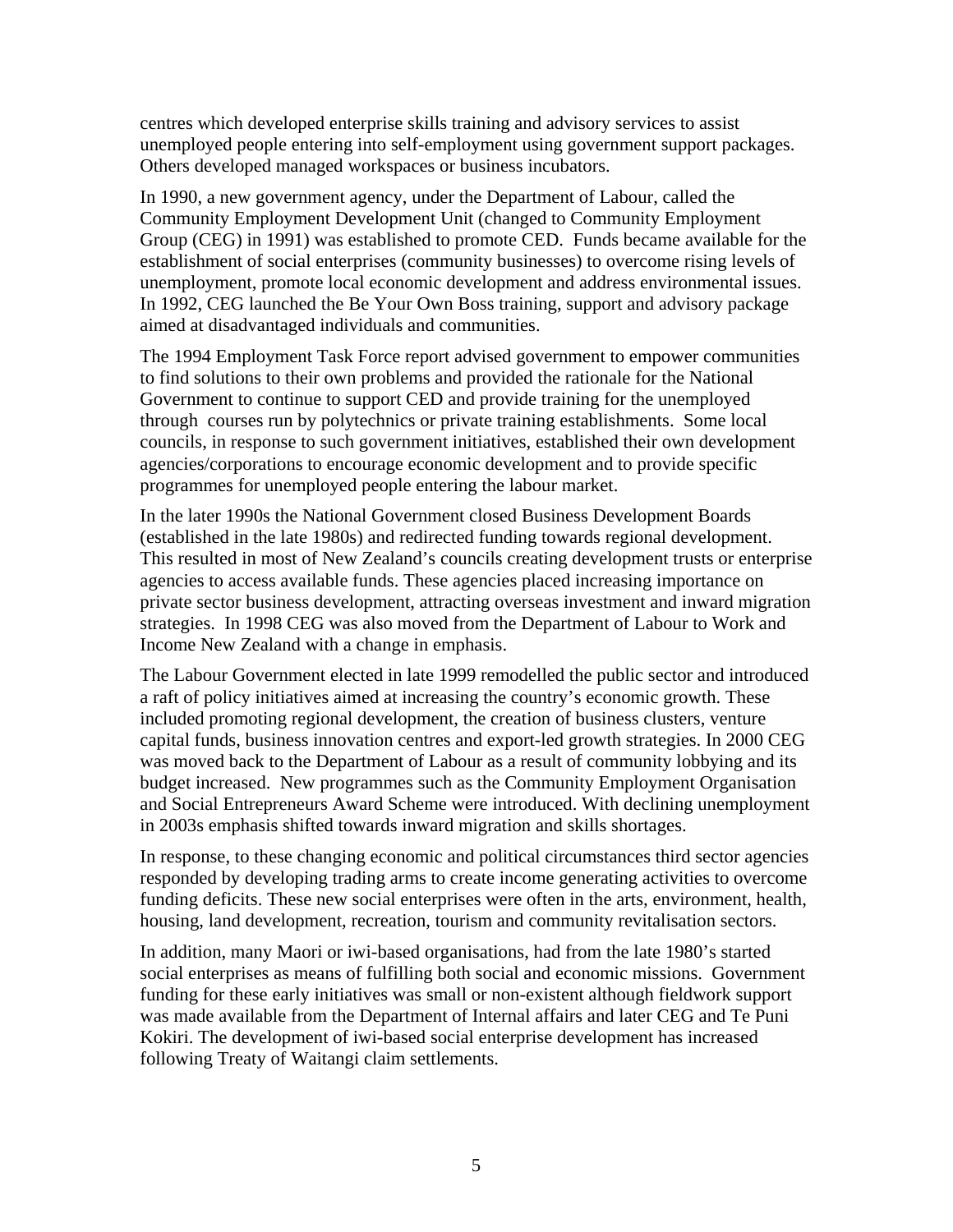centres which developed enterprise skills training and advisory services to assist unemployed people entering into self-employment using government support packages. Others developed managed workspaces or business incubators.

In 1990, a new government agency, under the Department of Labour, called the Community Employment Development Unit (changed to Community Employment Group (CEG) in 1991) was established to promote CED. Funds became available for the establishment of social enterprises (community businesses) to overcome rising levels of unemployment, promote local economic development and address environmental issues. In 1992, CEG launched the Be Your Own Boss training, support and advisory package aimed at disadvantaged individuals and communities.

The 1994 Employment Task Force report advised government to empower communities to find solutions to their own problems and provided the rationale for the National Government to continue to support CED and provide training for the unemployed through courses run by polytechnics or private training establishments. Some local councils, in response to such government initiatives, established their own development agencies/corporations to encourage economic development and to provide specific programmes for unemployed people entering the labour market.

In the later 1990s the National Government closed Business Development Boards (established in the late 1980s) and redirected funding towards regional development. This resulted in most of New Zealand's councils creating development trusts or enterprise agencies to access available funds. These agencies placed increasing importance on private sector business development, attracting overseas investment and inward migration strategies. In 1998 CEG was also moved from the Department of Labour to Work and Income New Zealand with a change in emphasis.

The Labour Government elected in late 1999 remodelled the public sector and introduced a raft of policy initiatives aimed at increasing the country's economic growth. These included promoting regional development, the creation of business clusters, venture capital funds, business innovation centres and export-led growth strategies. In 2000 CEG was moved back to the Department of Labour as a result of community lobbying and its budget increased. New programmes such as the Community Employment Organisation and Social Entrepreneurs Award Scheme were introduced. With declining unemployment in 2003s emphasis shifted towards inward migration and skills shortages.

In response, to these changing economic and political circumstances third sector agencies responded by developing trading arms to create income generating activities to overcome funding deficits. These new social enterprises were often in the arts, environment, health, housing, land development, recreation, tourism and community revitalisation sectors.

In addition, many Maori or iwi-based organisations, had from the late 1980's started social enterprises as means of fulfilling both social and economic missions. Government funding for these early initiatives was small or non-existent although fieldwork support was made available from the Department of Internal affairs and later CEG and Te Puni Kokiri. The development of iwi-based social enterprise development has increased following Treaty of Waitangi claim settlements.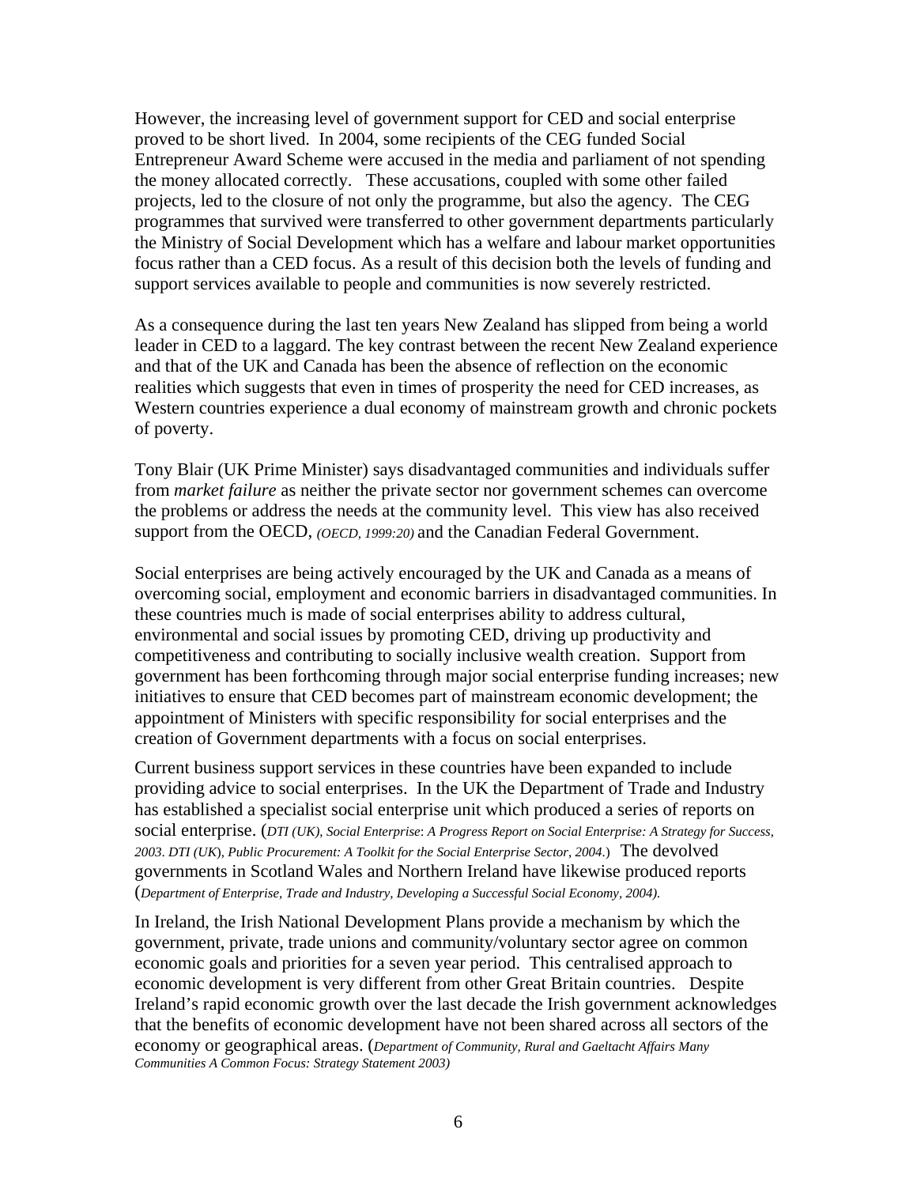However, the increasing level of government support for CED and social enterprise proved to be short lived. In 2004, some recipients of the CEG funded Social Entrepreneur Award Scheme were accused in the media and parliament of not spending the money allocated correctly. These accusations, coupled with some other failed projects, led to the closure of not only the programme, but also the agency. The CEG programmes that survived were transferred to other government departments particularly the Ministry of Social Development which has a welfare and labour market opportunities focus rather than a CED focus. As a result of this decision both the levels of funding and support services available to people and communities is now severely restricted.

As a consequence during the last ten years New Zealand has slipped from being a world leader in CED to a laggard. The key contrast between the recent New Zealand experience and that of the UK and Canada has been the absence of reflection on the economic realities which suggests that even in times of prosperity the need for CED increases, as Western countries experience a dual economy of mainstream growth and chronic pockets of poverty.

Tony Blair (UK Prime Minister) says disadvantaged communities and individuals suffer from *market failure* as neither the private sector nor government schemes can overcome the problems or address the needs at the community level. This view has also received support from the OECD, *(OECD, 1999:20)* and the Canadian Federal Government.

Social enterprises are being actively encouraged by the UK and Canada as a means of overcoming social, employment and economic barriers in disadvantaged communities. In these countries much is made of social enterprises ability to address cultural, environmental and social issues by promoting CED, driving up productivity and competitiveness and contributing to socially inclusive wealth creation. Support from government has been forthcoming through major social enterprise funding increases; new initiatives to ensure that CED becomes part of mainstream economic development; the appointment of Ministers with specific responsibility for social enterprises and the creation of Government departments with a focus on social enterprises.

Current business support services in these countries have been expanded to include providing advice to social enterprises. In the UK the Department of Trade and Industry has established a specialist social enterprise unit which produced a series of reports on social enterprise. (*DTI (UK), Social Enterprise: A Progress Report on Social Enterprise: A Strategy for Success, 2003. DTI (UK), Public Procurement: A Toolkit for the Social Enterprise Sector, 2004.*) The devolved governments in Scotland Wales and Northern Ireland have likewise produced reports (*Department of Enterprise, Trade and Industry, Developing a Successful Social Economy, 2004).*

In Ireland, the Irish National Development Plans provide a mechanism by which the government, private, trade unions and community/voluntary sector agree on common economic goals and priorities for a seven year period. This centralised approach to economic development is very different from other Great Britain countries. Despite Ireland's rapid economic growth over the last decade the Irish government acknowledges that the benefits of economic development have not been shared across all sectors of the economy or geographical areas. (*Department of Community, Rural and Gaeltacht Affairs Many Communities A Common Focus: Strategy Statement 2003)*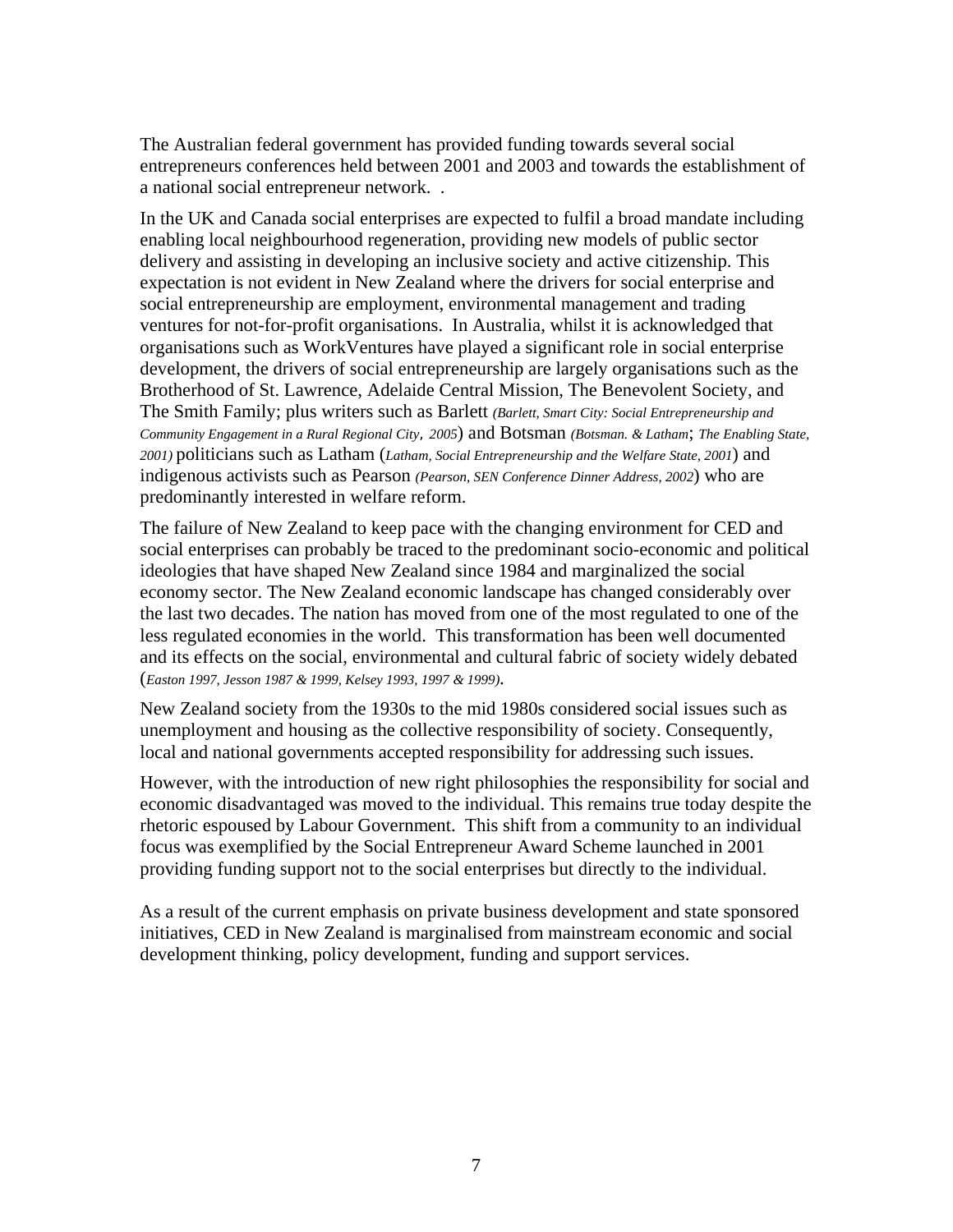The Australian federal government has provided funding towards several social entrepreneurs conferences held between 2001 and 2003 and towards the establishment of a national social entrepreneur network. .

In the UK and Canada social enterprises are expected to fulfil a broad mandate including enabling local neighbourhood regeneration, providing new models of public sector delivery and assisting in developing an inclusive society and active citizenship. This expectation is not evident in New Zealand where the drivers for social enterprise and social entrepreneurship are employment, environmental management and trading ventures for not-for-profit organisations. In Australia, whilst it is acknowledged that organisations such as WorkVentures have played a significant role in social enterprise development, the drivers of social entrepreneurship are largely organisations such as the Brotherhood of St. Lawrence, Adelaide Central Mission, The Benevolent Society, and The Smith Family; plus writers such as Barlett *(Barlett, Smart City: Social Entrepreneurship and Community Engagement in a Rural Regional City, 2005*) and Botsman *(Botsman. & Latham*; *The Enabling State, 2001)* politicians such as Latham (*Latham, Social Entrepreneurship and the Welfare State, 2001*) and indigenous activists such as Pearson *(Pearson, SEN Conference Dinner Address, 2002*) who are predominantly interested in welfare reform.

The failure of New Zealand to keep pace with the changing environment for CED and social enterprises can probably be traced to the predominant socio-economic and political ideologies that have shaped New Zealand since 1984 and marginalized the social economy sector. The New Zealand economic landscape has changed considerably over the last two decades. The nation has moved from one of the most regulated to one of the less regulated economies in the world. This transformation has been well documented and its effects on the social, environmental and cultural fabric of society widely debated (*Easton 1997, Jesson 1987 & 1999, Kelsey 1993, 1997 & 1999)*.

New Zealand society from the 1930s to the mid 1980s considered social issues such as unemployment and housing as the collective responsibility of society. Consequently, local and national governments accepted responsibility for addressing such issues.

However, with the introduction of new right philosophies the responsibility for social and economic disadvantaged was moved to the individual. This remains true today despite the rhetoric espoused by Labour Government. This shift from a community to an individual focus was exemplified by the Social Entrepreneur Award Scheme launched in 2001 providing funding support not to the social enterprises but directly to the individual.

As a result of the current emphasis on private business development and state sponsored initiatives, CED in New Zealand is marginalised from mainstream economic and social development thinking, policy development, funding and support services.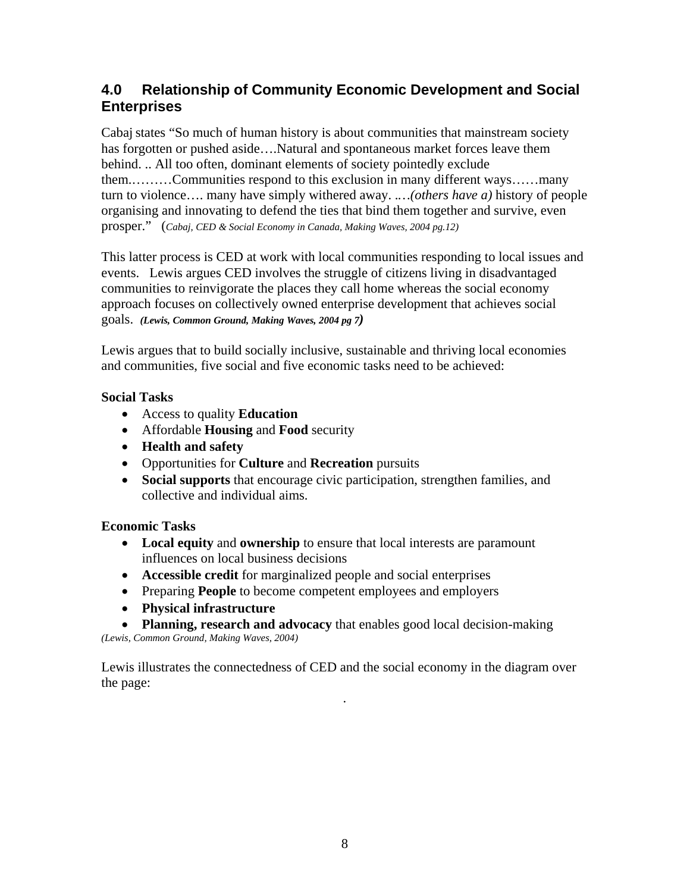## 4.0 Relationship of Community Economic Development and Social Enterprises

Cabaj states "So much of human history is about communities that mainstream society has forgotten or pushed aside….Natural and spontaneous market forces leave them behind. .. All too often, dominant elements of society pointedly exclude them.………Communities respond to this exclusion in many different ways……many turn to violence…. many have simply withered away. ..…*(others have a)* history of people organising and innovating to defend the ties that bind them together and survive, even prosper." (*Cabaj, CED & Social Economy in Canada, Making Waves, 2004 pg.12)*

This latter process is CED at work with local communities responding to local issues and events. Lewis argues CED involves the struggle of citizens living in disadvantaged communities to reinvigorate the places they call home whereas the social economy approach focuses on collectively owned enterprise development that achieves social goals. ***(Lewis, Common Ground, Making Waves, 2004 pg 7)***

Lewis argues that to build socially inclusive, sustainable and thriving local economies and communities, five social and five economic tasks need to be achieved:

**Social Tasks**

- Access to quality **Education**
- Affordable **Housing** and **Food** security
- **Health and safety**
- Opportunities for **Culture** and **Recreation** pursuits
- **Social supports** that encourage civic participation, strengthen families, and collective and individual aims.

**Economic Tasks**

- **Local equity** and **ownership** to ensure that local interests are paramount influences on local business decisions
- **Accessible credit** for marginalized people and social enterprises
- Preparing **People** to become competent employees and employers
- **Physical infrastructure**
- **Planning, research and advocacy** that enables good local decision-making

*(Lewis, Common Ground, Making Waves, 2004)*

Lewis illustrates the connectedness of CED and the social economy in the diagram over the page: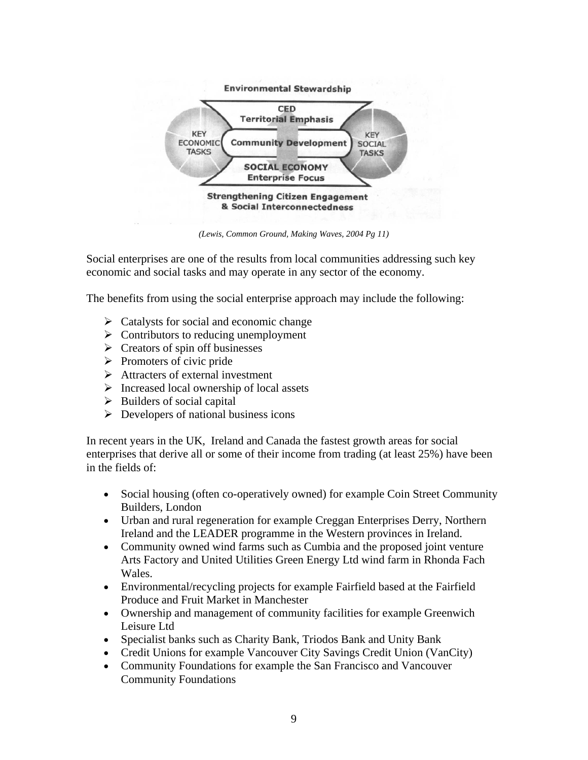Environmental Stewardship

CED
Territorial Emphasis

KEY ECONOMIC TASKS

Community Development

KEY SOCIAL TASKS

SOCIAL ECONOMY
Enterprise Focus

Strengthening Citizen Engagement
& Social Interconnectedness

*(Lewis, Common Ground, Making Waves, 2004 Pg 11)*

Social enterprises are one of the results from local communities addressing such key economic and social tasks and may operate in any sector of the economy.

The benefits from using the social enterprise approach may include the following:

- Catalysts for social and economic change
- Contributors to reducing unemployment
- Creators of spin off businesses
- Promoters of civic pride
- Attracters of external investment
- Increased local ownership of local assets
- Builders of social capital
- Developers of national business icons

In recent years in the UK, Ireland and Canada the fastest growth areas for social enterprises that derive all or some of their income from trading (at least 25%) have been in the fields of:

- Social housing (often co-operatively owned) for example Coin Street Community Builders, London
- Urban and rural regeneration for example Creggan Enterprises Derry, Northern Ireland and the LEADER programme in the Western provinces in Ireland.
- Community owned wind farms such as Cumbia and the proposed joint venture Arts Factory and United Utilities Green Energy Ltd wind farm in Rhonda Fach Wales.
- Environmental/recycling projects for example Fairfield based at the Fairfield Produce and Fruit Market in Manchester
- Ownership and management of community facilities for example Greenwich Leisure Ltd
- Specialist banks such as Charity Bank, Triodos Bank and Unity Bank
- Credit Unions for example Vancouver City Savings Credit Union (VanCity)
- Community Foundations for example the San Francisco and Vancouver Community Foundations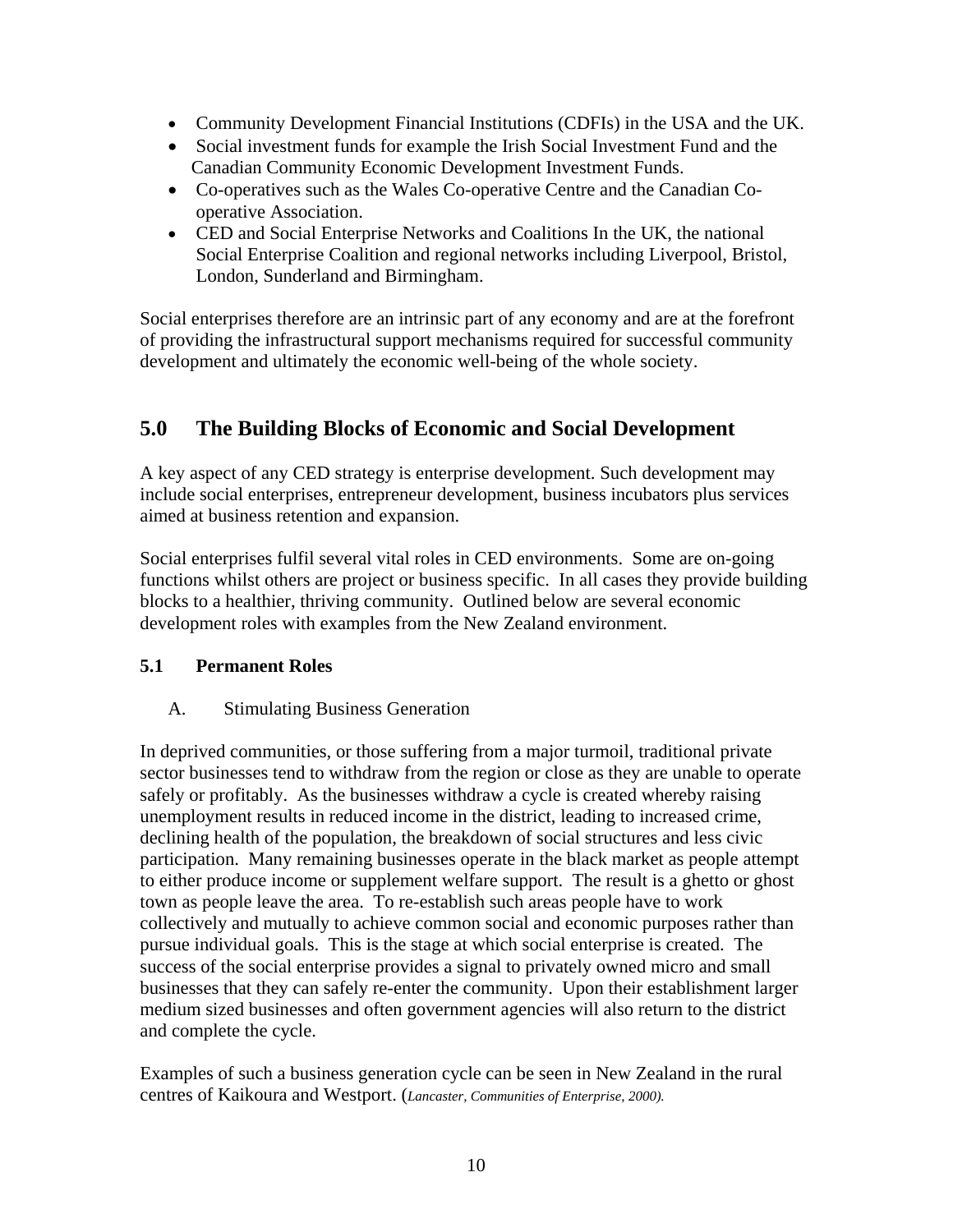- Community Development Financial Institutions (CDFIs) in the USA and the UK.
- Social investment funds for example the Irish Social Investment Fund and the Canadian Community Economic Development Investment Funds.
- Co-operatives such as the Wales Co-operative Centre and the Canadian Co-operative Association.
- CED and Social Enterprise Networks and Coalitions In the UK, the national Social Enterprise Coalition and regional networks including Liverpool, Bristol, London, Sunderland and Birmingham.

Social enterprises therefore are an intrinsic part of any economy and are at the forefront of providing the infrastructural support mechanisms required for successful community development and ultimately the economic well-being of the whole society.

## 5.0 The Building Blocks of Economic and Social Development

A key aspect of any CED strategy is enterprise development. Such development may include social enterprises, entrepreneur development, business incubators plus services aimed at business retention and expansion.

Social enterprises fulfil several vital roles in CED environments. Some are on-going functions whilst others are project or business specific. In all cases they provide building blocks to a healthier, thriving community. Outlined below are several economic development roles with examples from the New Zealand environment.

### 5.1 Permanent Roles

A. Stimulating Business Generation

In deprived communities, or those suffering from a major turmoil, traditional private sector businesses tend to withdraw from the region or close as they are unable to operate safely or profitably. As the businesses withdraw a cycle is created whereby raising unemployment results in reduced income in the district, leading to increased crime, declining health of the population, the breakdown of social structures and less civic participation. Many remaining businesses operate in the black market as people attempt to either produce income or supplement welfare support. The result is a ghetto or ghost town as people leave the area. To re-establish such areas people have to work collectively and mutually to achieve common social and economic purposes rather than pursue individual goals. This is the stage at which social enterprise is created. The success of the social enterprise provides a signal to privately owned micro and small businesses that they can safely re-enter the community. Upon their establishment larger medium sized businesses and often government agencies will also return to the district and complete the cycle.

Examples of such a business generation cycle can be seen in New Zealand in the rural centres of Kaikoura and Westport. (*Lancaster, Communities of Enterprise, 2000).*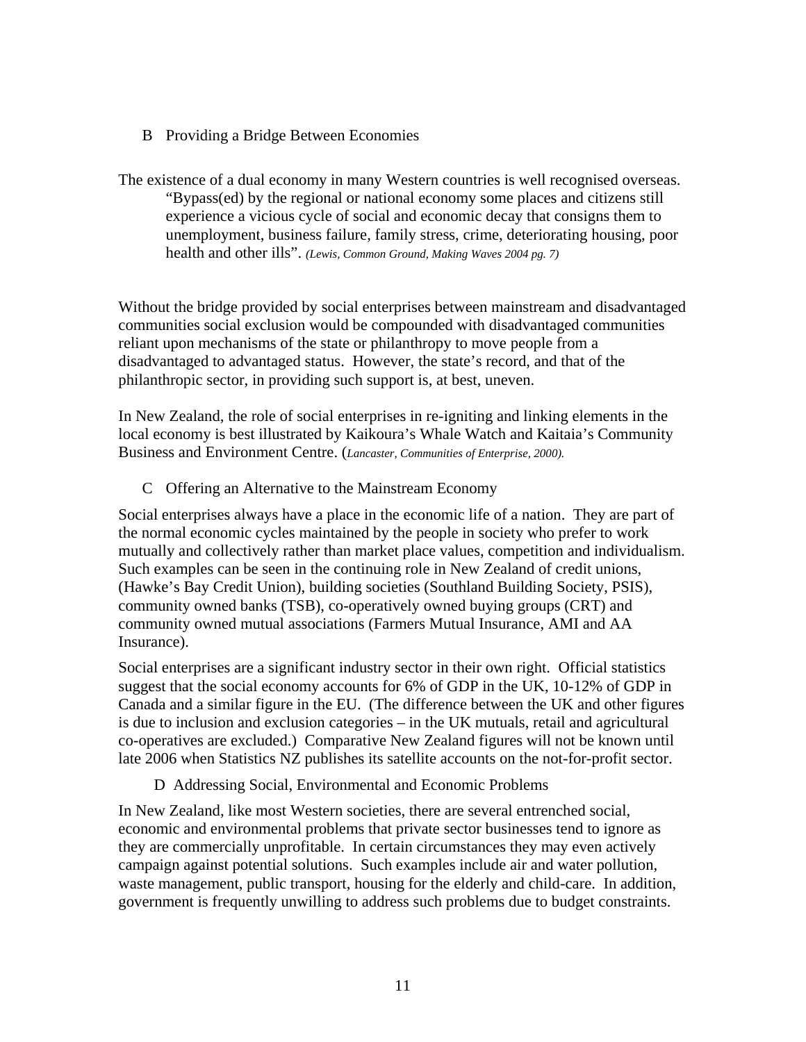### B Providing a Bridge Between Economies

The existence of a dual economy in many Western countries is well recognised overseas.

> "Bypass(ed) by the regional or national economy some places and citizens still experience a vicious cycle of social and economic decay that consigns them to unemployment, business failure, family stress, crime, deteriorating housing, poor health and other ills". *(Lewis, Common Ground, Making Waves 2004 pg. 7)*

Without the bridge provided by social enterprises between mainstream and disadvantaged communities social exclusion would be compounded with disadvantaged communities reliant upon mechanisms of the state or philanthropy to move people from a disadvantaged to advantaged status. However, the state's record, and that of the philanthropic sector, in providing such support is, at best, uneven.

In New Zealand, the role of social enterprises in re-igniting and linking elements in the local economy is best illustrated by Kaikoura's Whale Watch and Kaitaia's Community Business and Environment Centre. (*Lancaster, Communities of Enterprise, 2000).*

### C Offering an Alternative to the Mainstream Economy

Social enterprises always have a place in the economic life of a nation. They are part of the normal economic cycles maintained by the people in society who prefer to work mutually and collectively rather than market place values, competition and individualism. Such examples can be seen in the continuing role in New Zealand of credit unions, (Hawke's Bay Credit Union), building societies (Southland Building Society, PSIS), community owned banks (TSB), co-operatively owned buying groups (CRT) and community owned mutual associations (Farmers Mutual Insurance, AMI and AA Insurance).

Social enterprises are a significant industry sector in their own right. Official statistics suggest that the social economy accounts for 6% of GDP in the UK, 10-12% of GDP in Canada and a similar figure in the EU. (The difference between the UK and other figures is due to inclusion and exclusion categories – in the UK mutuals, retail and agricultural co-operatives are excluded.) Comparative New Zealand figures will not be known until late 2006 when Statistics NZ publishes its satellite accounts on the not-for-profit sector.

### D Addressing Social, Environmental and Economic Problems

In New Zealand, like most Western societies, there are several entrenched social, economic and environmental problems that private sector businesses tend to ignore as they are commercially unprofitable. In certain circumstances they may even actively campaign against potential solutions. Such examples include air and water pollution, waste management, public transport, housing for the elderly and child-care. In addition, government is frequently unwilling to address such problems due to budget constraints.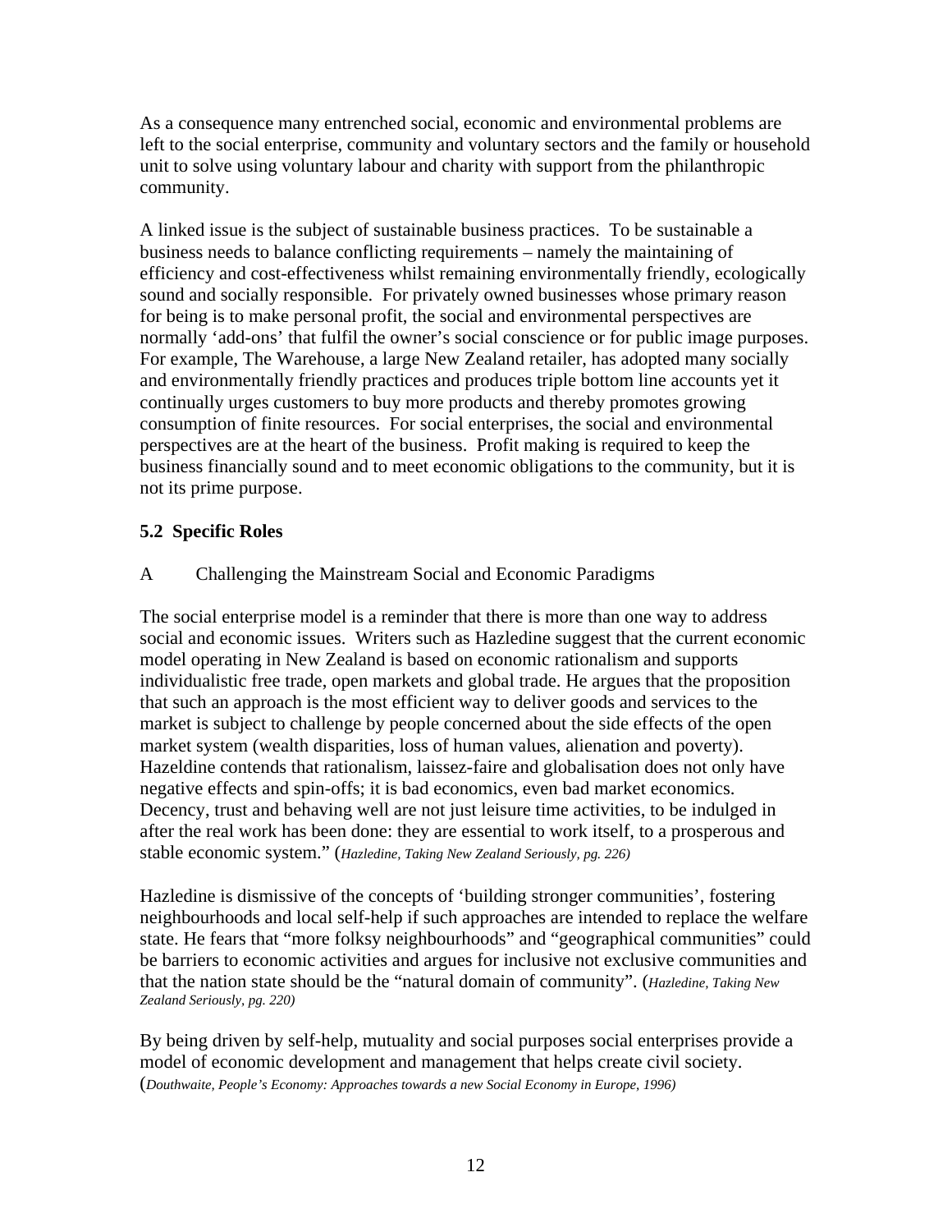As a consequence many entrenched social, economic and environmental problems are left to the social enterprise, community and voluntary sectors and the family or household unit to solve using voluntary labour and charity with support from the philanthropic community.

A linked issue is the subject of sustainable business practices. To be sustainable a business needs to balance conflicting requirements – namely the maintaining of efficiency and cost-effectiveness whilst remaining environmentally friendly, ecologically sound and socially responsible. For privately owned businesses whose primary reason for being is to make personal profit, the social and environmental perspectives are normally 'add-ons' that fulfil the owner's social conscience or for public image purposes. For example, The Warehouse, a large New Zealand retailer, has adopted many socially and environmentally friendly practices and produces triple bottom line accounts yet it continually urges customers to buy more products and thereby promotes growing consumption of finite resources. For social enterprises, the social and environmental perspectives are at the heart of the business. Profit making is required to keep the business financially sound and to meet economic obligations to the community, but it is not its prime purpose.

### 5.2 Specific Roles

A Challenging the Mainstream Social and Economic Paradigms

The social enterprise model is a reminder that there is more than one way to address social and economic issues. Writers such as Hazledine suggest that the current economic model operating in New Zealand is based on economic rationalism and supports individualistic free trade, open markets and global trade. He argues that the proposition that such an approach is the most efficient way to deliver goods and services to the market is subject to challenge by people concerned about the side effects of the open market system (wealth disparities, loss of human values, alienation and poverty). Hazeldine contends that rationalism, laissez-faire and globalisation does not only have negative effects and spin-offs; it is bad economics, even bad market economics. Decency, trust and behaving well are not just leisure time activities, to be indulged in after the real work has been done: they are essential to work itself, to a prosperous and stable economic system." (*Hazledine, Taking New Zealand Seriously, pg. 226)*

Hazledine is dismissive of the concepts of 'building stronger communities', fostering neighbourhoods and local self-help if such approaches are intended to replace the welfare state. He fears that "more folksy neighbourhoods" and "geographical communities" could be barriers to economic activities and argues for inclusive not exclusive communities and that the nation state should be the "natural domain of community". (*Hazledine, Taking New Zealand Seriously, pg. 220)*

By being driven by self-help, mutuality and social purposes social enterprises provide a model of economic development and management that helps create civil society. (*Douthwaite, People's Economy: Approaches towards a new Social Economy in Europe, 1996)*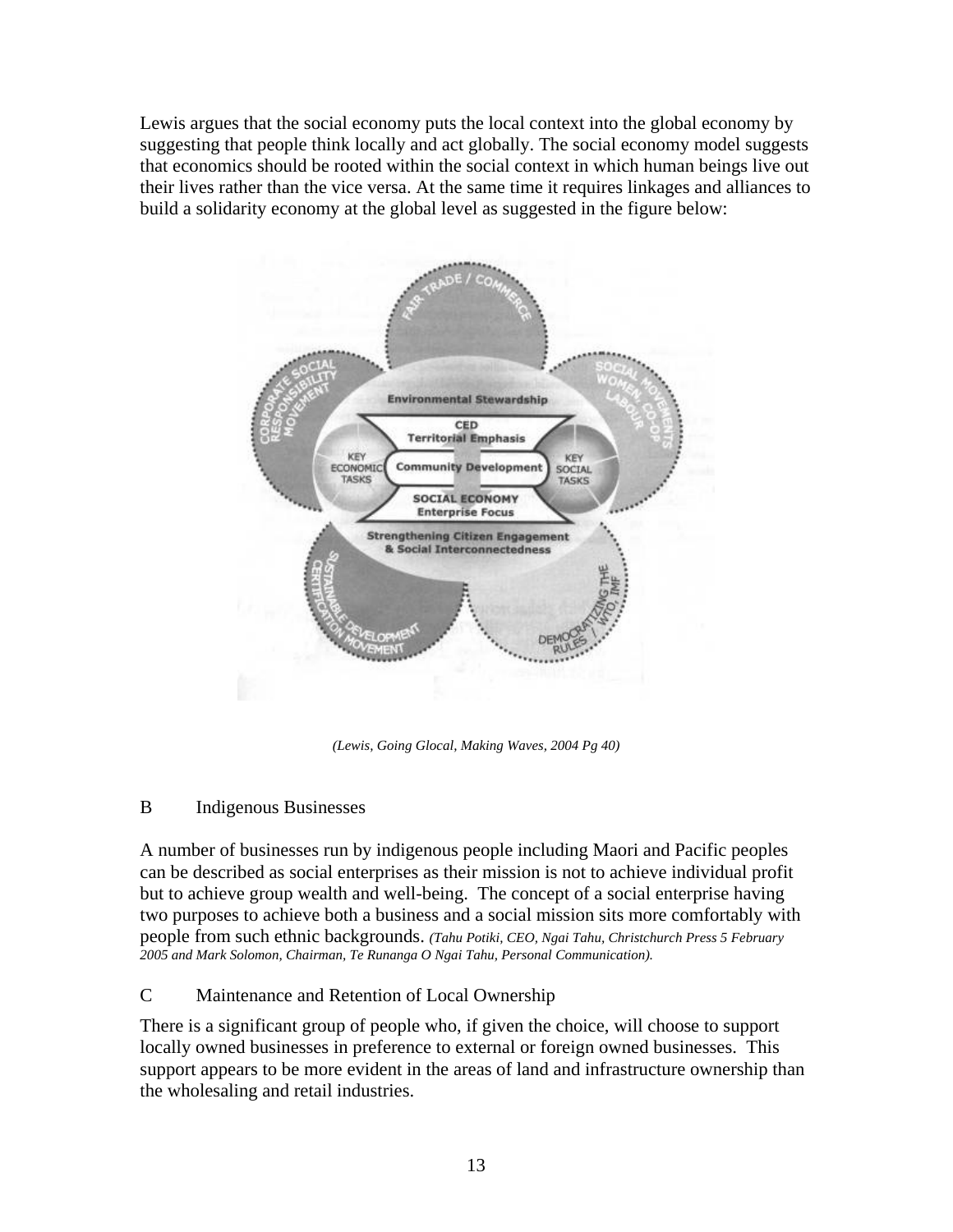Lewis argues that the social economy puts the local context into the global economy by suggesting that people think locally and act globally. The social economy model suggests that economics should be rooted within the social context in which human beings live out their lives rather than the vice versa. At the same time it requires linkages and alliances to build a solidarity economy at the global level as suggested in the figure below:

*(Lewis, Going Glocal, Making Waves, 2004 Pg 40)*

B Indigenous Businesses

A number of businesses run by indigenous people including Maori and Pacific peoples can be described as social enterprises as their mission is not to achieve individual profit but to achieve group wealth and well-being. The concept of a social enterprise having two purposes to achieve both a business and a social mission sits more comfortably with people from such ethnic backgrounds. *(Tahu Potiki, CEO, Ngai Tahu, Christchurch Press 5 February 2005 and Mark Solomon, Chairman, Te Runanga O Ngai Tahu, Personal Communication).*

C Maintenance and Retention of Local Ownership

There is a significant group of people who, if given the choice, will choose to support locally owned businesses in preference to external or foreign owned businesses. This support appears to be more evident in the areas of land and infrastructure ownership than the wholesaling and retail industries.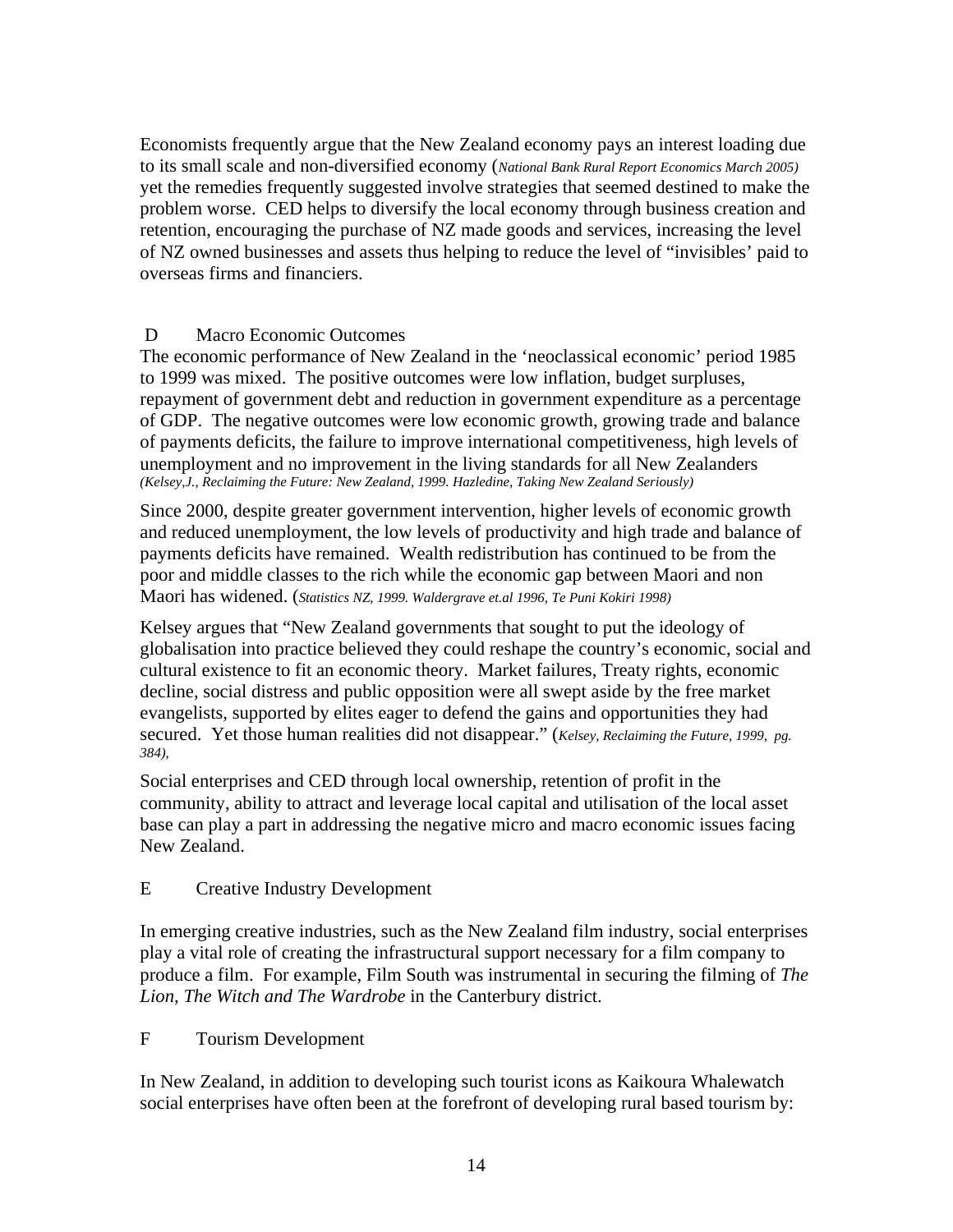Economists frequently argue that the New Zealand economy pays an interest loading due to its small scale and non-diversified economy (*National Bank Rural Report Economics March 2005)* yet the remedies frequently suggested involve strategies that seemed destined to make the problem worse. CED helps to diversify the local economy through business creation and retention, encouraging the purchase of NZ made goods and services, increasing the level of NZ owned businesses and assets thus helping to reduce the level of "invisibles' paid to overseas firms and financiers.

## D Macro Economic Outcomes

The economic performance of New Zealand in the 'neoclassical economic' period 1985 to 1999 was mixed. The positive outcomes were low inflation, budget surpluses, repayment of government debt and reduction in government expenditure as a percentage of GDP. The negative outcomes were low economic growth, growing trade and balance of payments deficits, the failure to improve international competitiveness, high levels of unemployment and no improvement in the living standards for all New Zealanders *(Kelsey,J., Reclaiming the Future: New Zealand, 1999. Hazledine, Taking New Zealand Seriously)*

Since 2000, despite greater government intervention, higher levels of economic growth and reduced unemployment, the low levels of productivity and high trade and balance of payments deficits have remained. Wealth redistribution has continued to be from the poor and middle classes to the rich while the economic gap between Maori and non Maori has widened. (*Statistics NZ, 1999. Waldergrave et.al 1996, Te Puni Kokiri 1998)*

Kelsey argues that "New Zealand governments that sought to put the ideology of globalisation into practice believed they could reshape the country's economic, social and cultural existence to fit an economic theory. Market failures, Treaty rights, economic decline, social distress and public opposition were all swept aside by the free market evangelists, supported by elites eager to defend the gains and opportunities they had secured. Yet those human realities did not disappear." (*Kelsey, Reclaiming the Future, 1999, pg. 384),*

Social enterprises and CED through local ownership, retention of profit in the community, ability to attract and leverage local capital and utilisation of the local asset base can play a part in addressing the negative micro and macro economic issues facing New Zealand.

## E Creative Industry Development

In emerging creative industries, such as the New Zealand film industry, social enterprises play a vital role of creating the infrastructural support necessary for a film company to produce a film. For example, Film South was instrumental in securing the filming of *The Lion, The Witch and The Wardrobe* in the Canterbury district.

## F Tourism Development

In New Zealand, in addition to developing such tourist icons as Kaikoura Whalewatch social enterprises have often been at the forefront of developing rural based tourism by: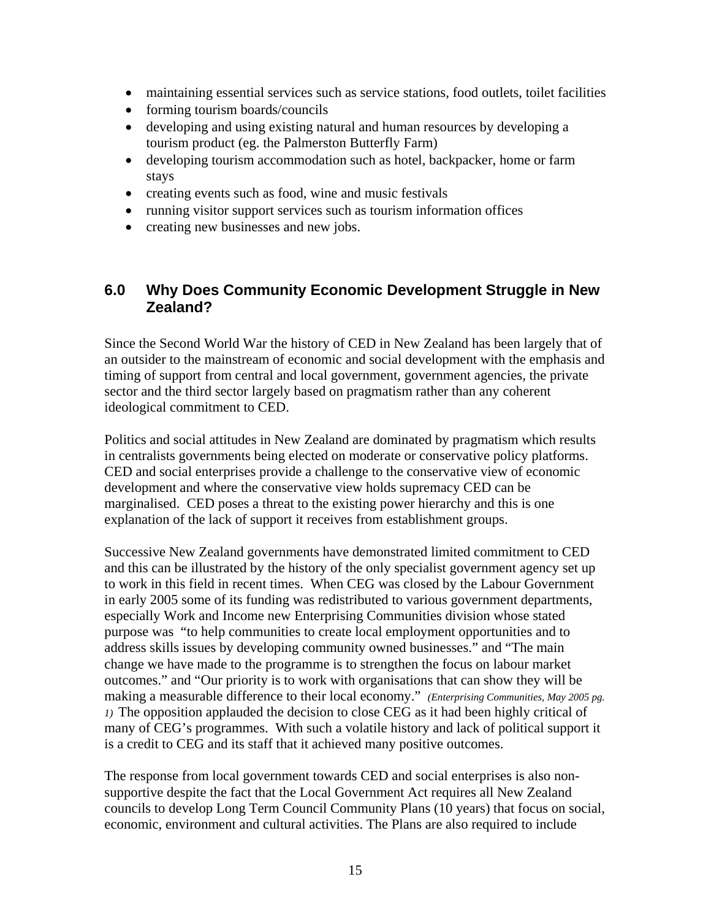- maintaining essential services such as service stations, food outlets, toilet facilities
- forming tourism boards/councils
- developing and using existing natural and human resources by developing a tourism product (eg. the Palmerston Butterfly Farm)
- developing tourism accommodation such as hotel, backpacker, home or farm stays
- creating events such as food, wine and music festivals
- running visitor support services such as tourism information offices
- creating new businesses and new jobs.

## 6.0 Why Does Community Economic Development Struggle in New Zealand?

Since the Second World War the history of CED in New Zealand has been largely that of an outsider to the mainstream of economic and social development with the emphasis and timing of support from central and local government, government agencies, the private sector and the third sector largely based on pragmatism rather than any coherent ideological commitment to CED.

Politics and social attitudes in New Zealand are dominated by pragmatism which results in centralists governments being elected on moderate or conservative policy platforms. CED and social enterprises provide a challenge to the conservative view of economic development and where the conservative view holds supremacy CED can be marginalised. CED poses a threat to the existing power hierarchy and this is one explanation of the lack of support it receives from establishment groups.

Successive New Zealand governments have demonstrated limited commitment to CED and this can be illustrated by the history of the only specialist government agency set up to work in this field in recent times. When CEG was closed by the Labour Government in early 2005 some of its funding was redistributed to various government departments, especially Work and Income new Enterprising Communities division whose stated purpose was "to help communities to create local employment opportunities and to address skills issues by developing community owned businesses." and "The main change we have made to the programme is to strengthen the focus on labour market outcomes." and "Our priority is to work with organisations that can show they will be making a measurable difference to their local economy." *(Enterprising Communities, May 2005 pg. 1)* The opposition applauded the decision to close CEG as it had been highly critical of many of CEG's programmes. With such a volatile history and lack of political support it is a credit to CEG and its staff that it achieved many positive outcomes.

The response from local government towards CED and social enterprises is also non-supportive despite the fact that the Local Government Act requires all New Zealand councils to develop Long Term Council Community Plans (10 years) that focus on social, economic, environment and cultural activities. The Plans are also required to include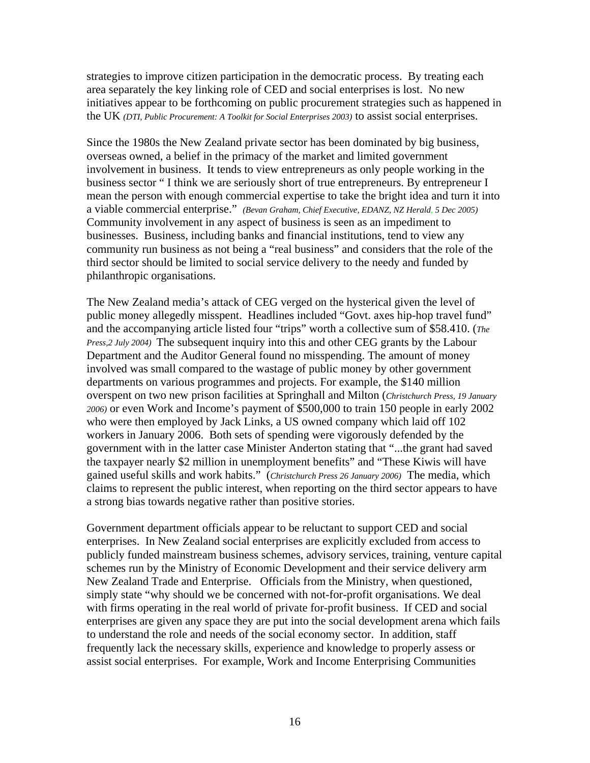strategies to improve citizen participation in the democratic process. By treating each area separately the key linking role of CED and social enterprises is lost. No new initiatives appear to be forthcoming on public procurement strategies such as happened in the UK *(DTI, Public Procurement: A Toolkit for Social Enterprises 2003)* to assist social enterprises.

Since the 1980s the New Zealand private sector has been dominated by big business, overseas owned, a belief in the primacy of the market and limited government involvement in business. It tends to view entrepreneurs as only people working in the business sector " I think we are seriously short of true entrepreneurs. By entrepreneur I mean the person with enough commercial expertise to take the bright idea and turn it into a viable commercial enterprise." *(Bevan Graham, Chief Executive, EDANZ, NZ Herald, 5 Dec 2005)* Community involvement in any aspect of business is seen as an impediment to businesses. Business, including banks and financial institutions, tend to view any community run business as not being a "real business" and considers that the role of the third sector should be limited to social service delivery to the needy and funded by philanthropic organisations.

The New Zealand media's attack of CEG verged on the hysterical given the level of public money allegedly misspent. Headlines included "Govt. axes hip-hop travel fund" and the accompanying article listed four "trips" worth a collective sum of $58.410. (*The Press,2 July 2004)* The subsequent inquiry into this and other CEG grants by the Labour Department and the Auditor General found no misspending. The amount of money involved was small compared to the wastage of public money by other government departments on various programmes and projects. For example, the $140 million overspent on two new prison facilities at Springhall and Milton (*Christchurch Press, 19 January 2006)* or even Work and Income's payment of $500,000 to train 150 people in early 2002 who were then employed by Jack Links, a US owned company which laid off 102 workers in January 2006. Both sets of spending were vigorously defended by the government with in the latter case Minister Anderton stating that "...the grant had saved the taxpayer nearly $2 million in unemployment benefits" and "These Kiwis will have gained useful skills and work habits." (*Christchurch Press 26 January 2006)* The media, which claims to represent the public interest, when reporting on the third sector appears to have a strong bias towards negative rather than positive stories.

Government department officials appear to be reluctant to support CED and social enterprises. In New Zealand social enterprises are explicitly excluded from access to publicly funded mainstream business schemes, advisory services, training, venture capital schemes run by the Ministry of Economic Development and their service delivery arm New Zealand Trade and Enterprise. Officials from the Ministry, when questioned, simply state "why should we be concerned with not-for-profit organisations. We deal with firms operating in the real world of private for-profit business. If CED and social enterprises are given any space they are put into the social development arena which fails to understand the role and needs of the social economy sector. In addition, staff frequently lack the necessary skills, experience and knowledge to properly assess or assist social enterprises. For example, Work and Income Enterprising Communities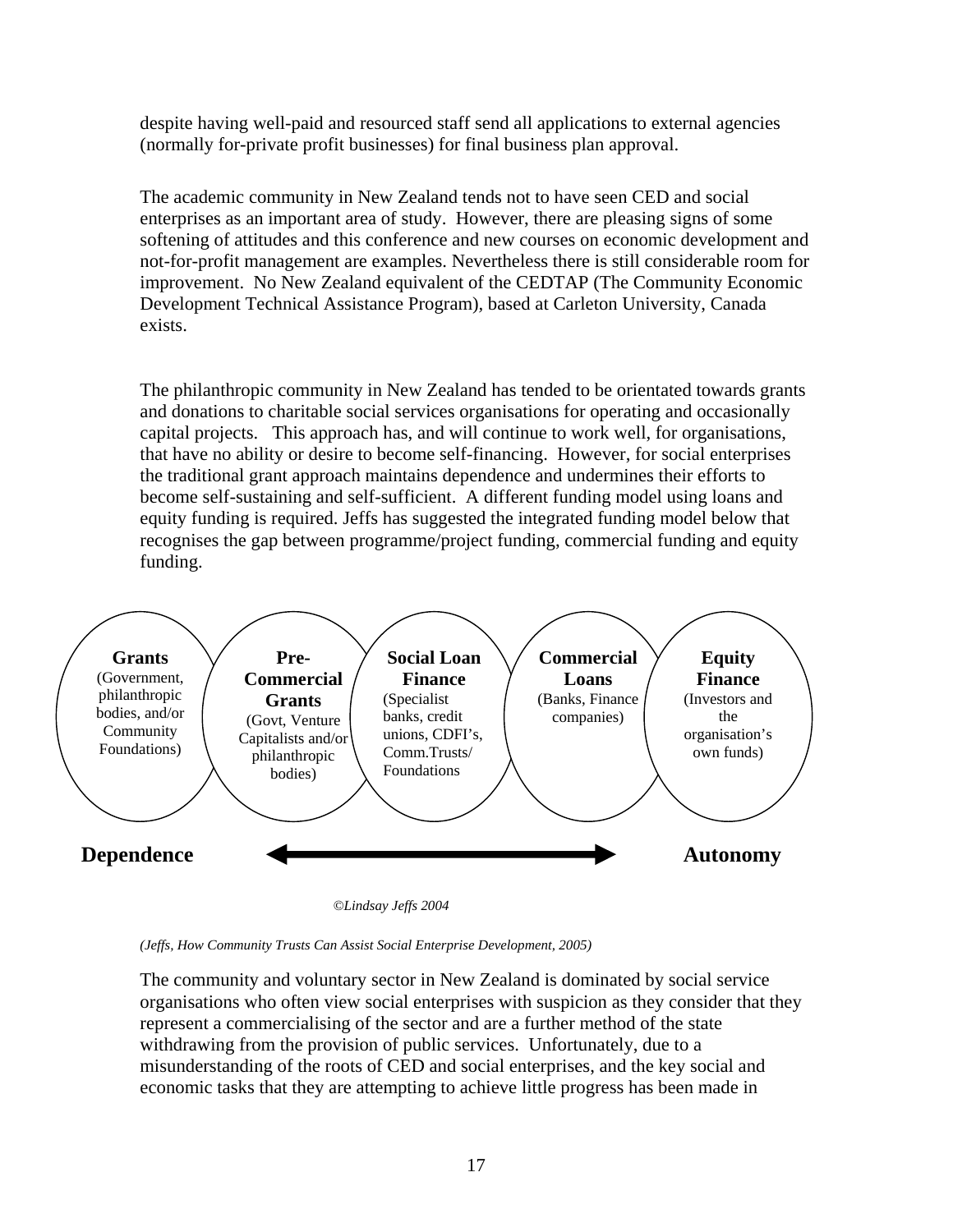despite having well-paid and resourced staff send all applications to external agencies (normally for-private profit businesses) for final business plan approval.

The academic community in New Zealand tends not to have seen CED and social enterprises as an important area of study. However, there are pleasing signs of some softening of attitudes and this conference and new courses on economic development and not-for-profit management are examples. Nevertheless there is still considerable room for improvement. No New Zealand equivalent of the CEDTAP (The Community Economic Development Technical Assistance Program), based at Carleton University, Canada exists.

The philanthropic community in New Zealand has tended to be orientated towards grants and donations to charitable social services organisations for operating and occasionally capital projects. This approach has, and will continue to work well, for organisations, that have no ability or desire to become self-financing. However, for social enterprises the traditional grant approach maintains dependence and undermines their efforts to become self-sustaining and self-sufficient. A different funding model using loans and equity funding is required. Jeffs has suggested the integrated funding model below that recognises the gap between programme/project funding, commercial funding and equity funding.

| **Grants** | **Pre-Commercial Grants** | **Social Loan Finance** | **Commercial Loans** | **Equity Finance** |
|---|---|---|---|---|
| (Government, philanthropic bodies, and/or Community Foundations) | (Govt, Venture Capitalists and/or philanthropic bodies) | (Specialist banks, credit unions, CDFI's, Comm.Trusts/ Foundations | (Banks, Finance companies) | (Investors and the organisation's own funds) |

**Dependence** ⟵⟶ **Autonomy**

*©Lindsay Jeffs 2004*

*(Jeffs, How Community Trusts Can Assist Social Enterprise Development, 2005)*

The community and voluntary sector in New Zealand is dominated by social service organisations who often view social enterprises with suspicion as they consider that they represent a commercialising of the sector and are a further method of the state withdrawing from the provision of public services. Unfortunately, due to a misunderstanding of the roots of CED and social enterprises, and the key social and economic tasks that they are attempting to achieve little progress has been made in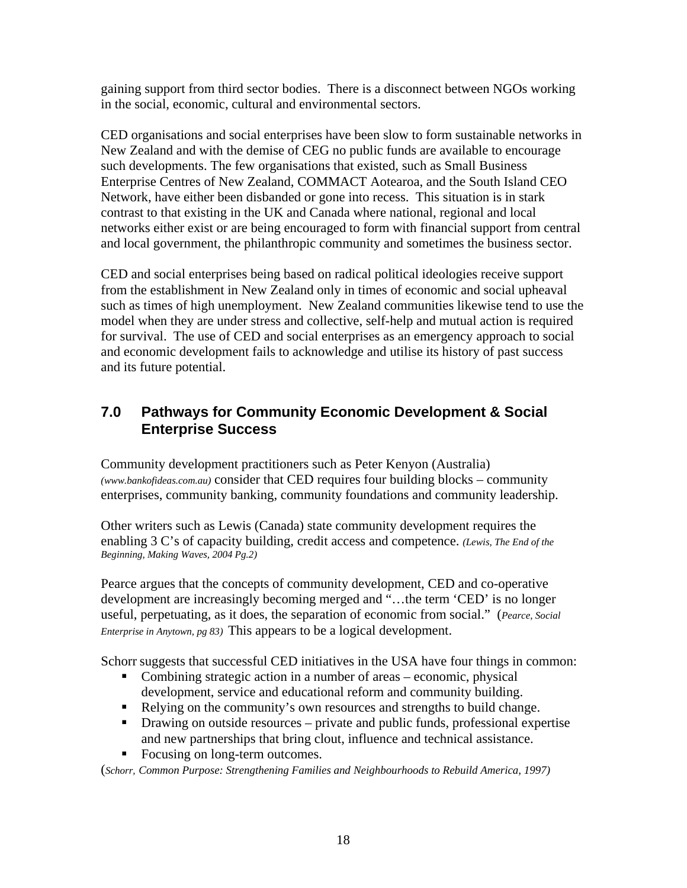gaining support from third sector bodies. There is a disconnect between NGOs working in the social, economic, cultural and environmental sectors.

CED organisations and social enterprises have been slow to form sustainable networks in New Zealand and with the demise of CEG no public funds are available to encourage such developments. The few organisations that existed, such as Small Business Enterprise Centres of New Zealand, COMMACT Aotearoa, and the South Island CEO Network, have either been disbanded or gone into recess. This situation is in stark contrast to that existing in the UK and Canada where national, regional and local networks either exist or are being encouraged to form with financial support from central and local government, the philanthropic community and sometimes the business sector.

CED and social enterprises being based on radical political ideologies receive support from the establishment in New Zealand only in times of economic and social upheaval such as times of high unemployment. New Zealand communities likewise tend to use the model when they are under stress and collective, self-help and mutual action is required for survival. The use of CED and social enterprises as an emergency approach to social and economic development fails to acknowledge and utilise its history of past success and its future potential.

## 7.0 Pathways for Community Economic Development & Social Enterprise Success

Community development practitioners such as Peter Kenyon (Australia) *(www.bankofideas.com.au)* consider that CED requires four building blocks – community enterprises, community banking, community foundations and community leadership.

Other writers such as Lewis (Canada) state community development requires the enabling 3 C's of capacity building, credit access and competence. *(Lewis, The End of the Beginning, Making Waves, 2004 Pg.2)*

Pearce argues that the concepts of community development, CED and co-operative development are increasingly becoming merged and "…the term 'CED' is no longer useful, perpetuating, as it does, the separation of economic from social." (*Pearce, Social Enterprise in Anytown, pg 83)* This appears to be a logical development.

Schorr suggests that successful CED initiatives in the USA have four things in common:

- Combining strategic action in a number of areas – economic, physical development, service and educational reform and community building.
- Relying on the community's own resources and strengths to build change.
- Drawing on outside resources – private and public funds, professional expertise and new partnerships that bring clout, influence and technical assistance.
- Focusing on long-term outcomes.

(*Schorr, Common Purpose: Strengthening Families and Neighbourhoods to Rebuild America, 1997)*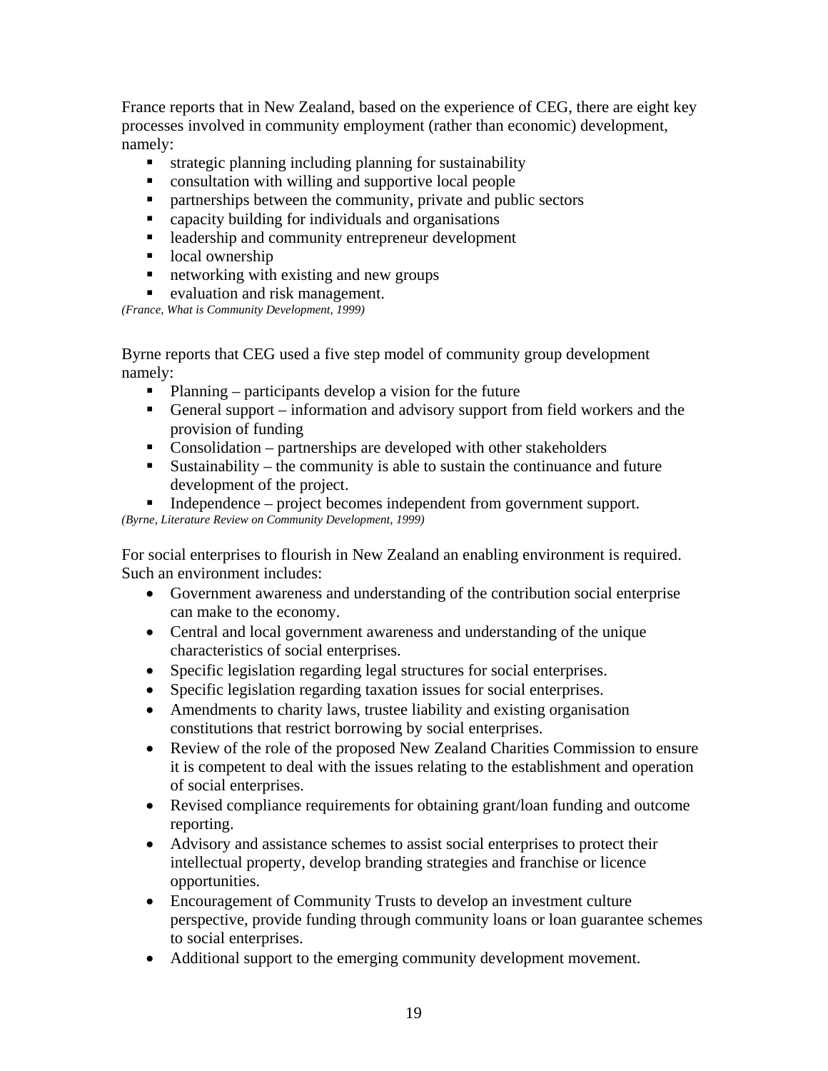France reports that in New Zealand, based on the experience of CEG, there are eight key processes involved in community employment (rather than economic) development, namely:

- strategic planning including planning for sustainability
- consultation with willing and supportive local people
- partnerships between the community, private and public sectors
- capacity building for individuals and organisations
- leadership and community entrepreneur development
- local ownership
- networking with existing and new groups
- evaluation and risk management.

*(France, What is Community Development, 1999)*

Byrne reports that CEG used a five step model of community group development namely:

- Planning – participants develop a vision for the future
- General support – information and advisory support from field workers and the provision of funding
- Consolidation – partnerships are developed with other stakeholders
- Sustainability – the community is able to sustain the continuance and future development of the project.
- Independence – project becomes independent from government support.

*(Byrne, Literature Review on Community Development, 1999)*

For social enterprises to flourish in New Zealand an enabling environment is required. Such an environment includes:

- Government awareness and understanding of the contribution social enterprise can make to the economy.
- Central and local government awareness and understanding of the unique characteristics of social enterprises.
- Specific legislation regarding legal structures for social enterprises.
- Specific legislation regarding taxation issues for social enterprises.
- Amendments to charity laws, trustee liability and existing organisation constitutions that restrict borrowing by social enterprises.
- Review of the role of the proposed New Zealand Charities Commission to ensure it is competent to deal with the issues relating to the establishment and operation of social enterprises.
- Revised compliance requirements for obtaining grant/loan funding and outcome reporting.
- Advisory and assistance schemes to assist social enterprises to protect their intellectual property, develop branding strategies and franchise or licence opportunities.
- Encouragement of Community Trusts to develop an investment culture perspective, provide funding through community loans or loan guarantee schemes to social enterprises.
- Additional support to the emerging community development movement.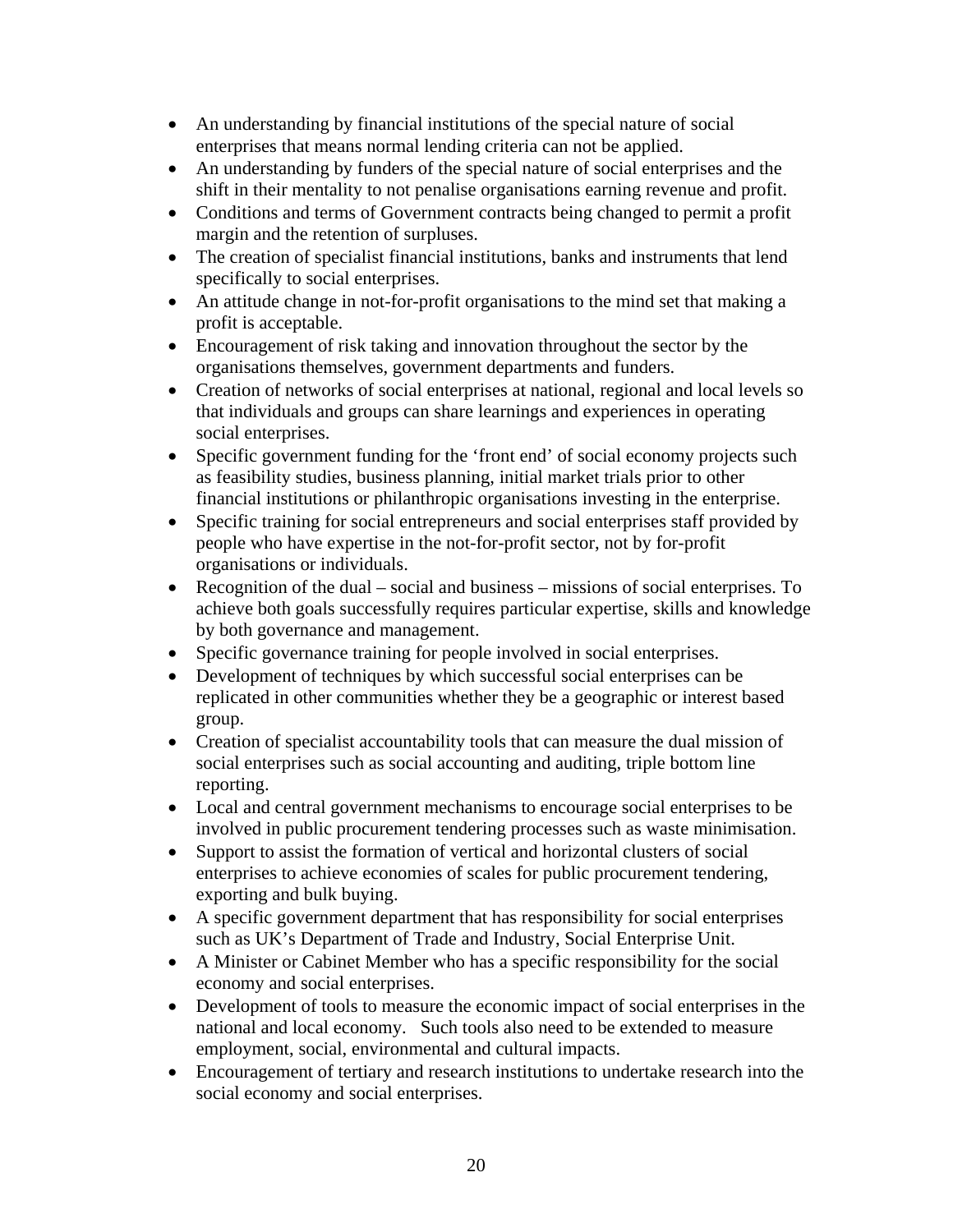- An understanding by financial institutions of the special nature of social enterprises that means normal lending criteria can not be applied.
- An understanding by funders of the special nature of social enterprises and the shift in their mentality to not penalise organisations earning revenue and profit.
- Conditions and terms of Government contracts being changed to permit a profit margin and the retention of surpluses.
- The creation of specialist financial institutions, banks and instruments that lend specifically to social enterprises.
- An attitude change in not-for-profit organisations to the mind set that making a profit is acceptable.
- Encouragement of risk taking and innovation throughout the sector by the organisations themselves, government departments and funders.
- Creation of networks of social enterprises at national, regional and local levels so that individuals and groups can share learnings and experiences in operating social enterprises.
- Specific government funding for the 'front end' of social economy projects such as feasibility studies, business planning, initial market trials prior to other financial institutions or philanthropic organisations investing in the enterprise.
- Specific training for social entrepreneurs and social enterprises staff provided by people who have expertise in the not-for-profit sector, not by for-profit organisations or individuals.
- Recognition of the dual – social and business – missions of social enterprises. To achieve both goals successfully requires particular expertise, skills and knowledge by both governance and management.
- Specific governance training for people involved in social enterprises.
- Development of techniques by which successful social enterprises can be replicated in other communities whether they be a geographic or interest based group.
- Creation of specialist accountability tools that can measure the dual mission of social enterprises such as social accounting and auditing, triple bottom line reporting.
- Local and central government mechanisms to encourage social enterprises to be involved in public procurement tendering processes such as waste minimisation.
- Support to assist the formation of vertical and horizontal clusters of social enterprises to achieve economies of scales for public procurement tendering, exporting and bulk buying.
- A specific government department that has responsibility for social enterprises such as UK's Department of Trade and Industry, Social Enterprise Unit.
- A Minister or Cabinet Member who has a specific responsibility for the social economy and social enterprises.
- Development of tools to measure the economic impact of social enterprises in the national and local economy. Such tools also need to be extended to measure employment, social, environmental and cultural impacts.
- Encouragement of tertiary and research institutions to undertake research into the social economy and social enterprises.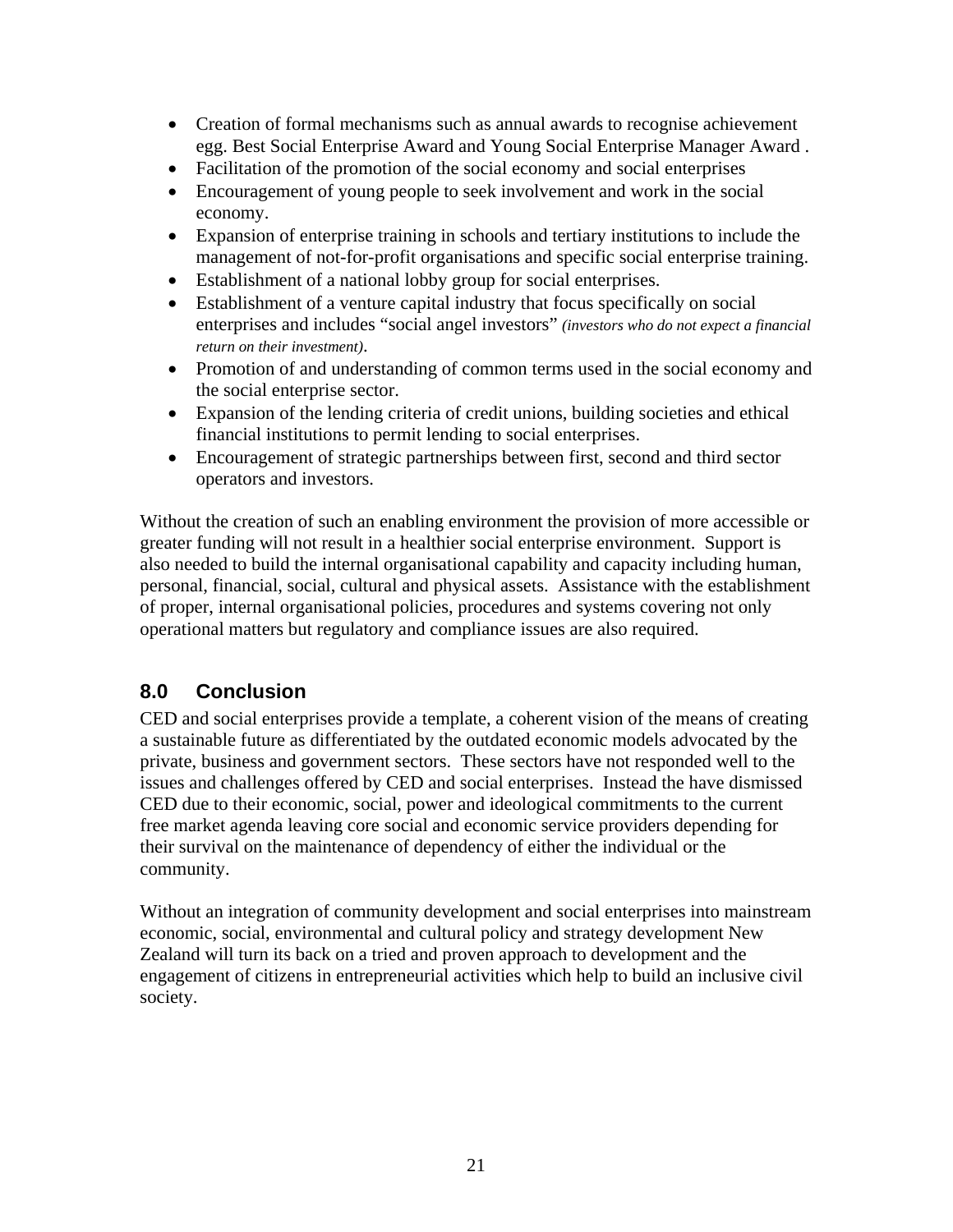- Creation of formal mechanisms such as annual awards to recognise achievement egg. Best Social Enterprise Award and Young Social Enterprise Manager Award .
- Facilitation of the promotion of the social economy and social enterprises
- Encouragement of young people to seek involvement and work in the social economy.
- Expansion of enterprise training in schools and tertiary institutions to include the management of not-for-profit organisations and specific social enterprise training.
- Establishment of a national lobby group for social enterprises.
- Establishment of a venture capital industry that focus specifically on social enterprises and includes "social angel investors" *(investors who do not expect a financial return on their investment)*.
- Promotion of and understanding of common terms used in the social economy and the social enterprise sector.
- Expansion of the lending criteria of credit unions, building societies and ethical financial institutions to permit lending to social enterprises.
- Encouragement of strategic partnerships between first, second and third sector operators and investors.

Without the creation of such an enabling environment the provision of more accessible or greater funding will not result in a healthier social enterprise environment. Support is also needed to build the internal organisational capability and capacity including human, personal, financial, social, cultural and physical assets. Assistance with the establishment of proper, internal organisational policies, procedures and systems covering not only operational matters but regulatory and compliance issues are also required.

## 8.0 Conclusion

CED and social enterprises provide a template, a coherent vision of the means of creating a sustainable future as differentiated by the outdated economic models advocated by the private, business and government sectors. These sectors have not responded well to the issues and challenges offered by CED and social enterprises. Instead the have dismissed CED due to their economic, social, power and ideological commitments to the current free market agenda leaving core social and economic service providers depending for their survival on the maintenance of dependency of either the individual or the community.

Without an integration of community development and social enterprises into mainstream economic, social, environmental and cultural policy and strategy development New Zealand will turn its back on a tried and proven approach to development and the engagement of citizens in entrepreneurial activities which help to build an inclusive civil society.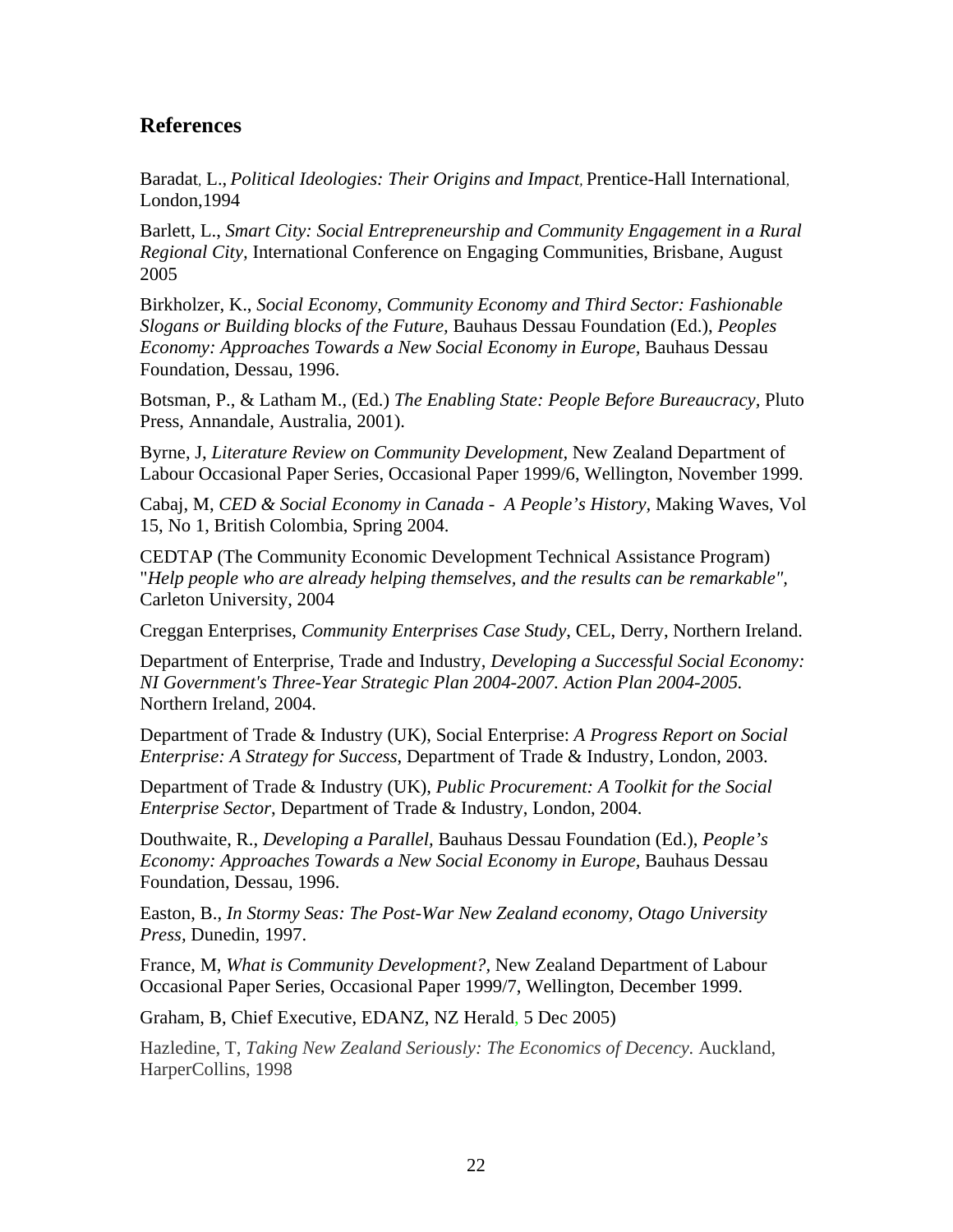## References

Baradat, L., *Political Ideologies: Their Origins and Impact,* Prentice-Hall International, London,1994

Barlett, L., *Smart City: Social Entrepreneurship and Community Engagement in a Rural Regional City,* International Conference on Engaging Communities, Brisbane, August 2005

Birkholzer, K., *Social Economy, Community Economy and Third Sector: Fashionable Slogans or Building blocks of the Future*, Bauhaus Dessau Foundation (Ed.), *Peoples Economy: Approaches Towards a New Social Economy in Europe*, Bauhaus Dessau Foundation, Dessau, 1996.

Botsman, P., & Latham M., (Ed.) *The Enabling State: People Before Bureaucracy*, Pluto Press, Annandale, Australia, 2001).

Byrne, J, *Literature Review on Community Development*, New Zealand Department of Labour Occasional Paper Series, Occasional Paper 1999/6, Wellington, November 1999.

Cabaj, M, *CED & Social Economy in Canada - A People's History*, Making Waves, Vol 15, No 1, British Colombia, Spring 2004.

CEDTAP (The Community Economic Development Technical Assistance Program) "*Help people who are already helping themselves, and the results can be remarkable",* Carleton University, 2004

Creggan Enterprises, *Community Enterprises Case Study*, CEL, Derry, Northern Ireland.

Department of Enterprise, Trade and Industry, *Developing a Successful Social Economy: NI Government's Three-Year Strategic Plan 2004-2007. Action Plan 2004-2005.* Northern Ireland, 2004.

Department of Trade & Industry (UK), Social Enterprise: *A Progress Report on Social Enterprise: A Strategy for Success*, Department of Trade & Industry, London, 2003.

Department of Trade & Industry (UK), *Public Procurement: A Toolkit for the Social Enterprise Sector*, Department of Trade & Industry, London, 2004.

Douthwaite, R., *Developing a Parallel,* Bauhaus Dessau Foundation (Ed.), *People's Economy: Approaches Towards a New Social Economy in Europe,* Bauhaus Dessau Foundation, Dessau, 1996.

Easton, B., *In Stormy Seas: The Post-War New Zealand economy, Otago University Press,* Dunedin, 1997.

France, M, *What is Community Development?,* New Zealand Department of Labour Occasional Paper Series, Occasional Paper 1999/7, Wellington, December 1999.

Graham, B, Chief Executive, EDANZ, NZ Herald, 5 Dec 2005)

Hazledine, T, *Taking New Zealand Seriously: The Economics of Decency.* Auckland, HarperCollins, 1998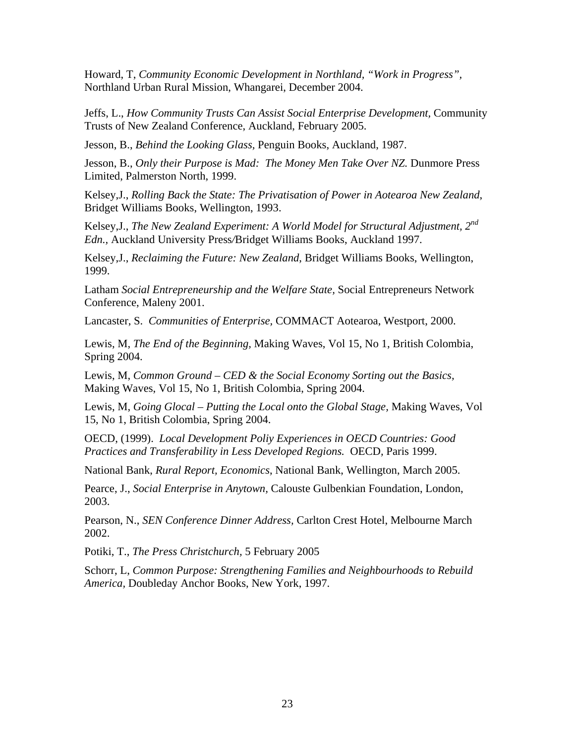Howard, T, *Community Economic Development in Northland, "Work in Progress",* Northland Urban Rural Mission, Whangarei, December 2004.

Jeffs, L., *How Community Trusts Can Assist Social Enterprise Development,* Community Trusts of New Zealand Conference, Auckland, February 2005.

Jesson, B., *Behind the Looking Glass,* Penguin Books, Auckland, 1987.

Jesson, B., *Only their Purpose is Mad: The Money Men Take Over NZ.* Dunmore Press Limited, Palmerston North, 1999.

Kelsey,J., *Rolling Back the State: The Privatisation of Power in Aotearoa New Zealand*, Bridget Williams Books, Wellington, 1993.

Kelsey,J., *The New Zealand Experiment: A World Model for Structural Adjustment, 2nd Edn.,* Auckland University Press/Bridget Williams Books, Auckland 1997.

Kelsey,J., *Reclaiming the Future: New Zealand*, Bridget Williams Books, Wellington, 1999.

Latham *Social Entrepreneurship and the Welfare State,* Social Entrepreneurs Network Conference, Maleny 2001.

Lancaster, S. *Communities of Enterprise*, COMMACT Aotearoa, Westport, 2000.

Lewis, M, *The End of the Beginning,* Making Waves, Vol 15, No 1, British Colombia, Spring 2004.

Lewis, M, *Common Ground – CED & the Social Economy Sorting out the Basics,* Making Waves, Vol 15, No 1, British Colombia, Spring 2004.

Lewis, M, *Going Glocal – Putting the Local onto the Global Stage,* Making Waves, Vol 15, No 1, British Colombia, Spring 2004.

OECD, (1999). *Local Development Poliy Experiences in OECD Countries: Good Practices and Transferability in Less Developed Regions.* OECD, Paris 1999.

National Bank, *Rural Report, Economics*, National Bank, Wellington, March 2005.

Pearce, J., *Social Enterprise in Anytown*, Calouste Gulbenkian Foundation, London, 2003.

Pearson, N., *SEN Conference Dinner Address,* Carlton Crest Hotel, Melbourne March 2002.

Potiki, T., *The Press Christchurch,* 5 February 2005

Schorr, L, *Common Purpose: Strengthening Families and Neighbourhoods to Rebuild America,* Doubleday Anchor Books, New York, 1997.